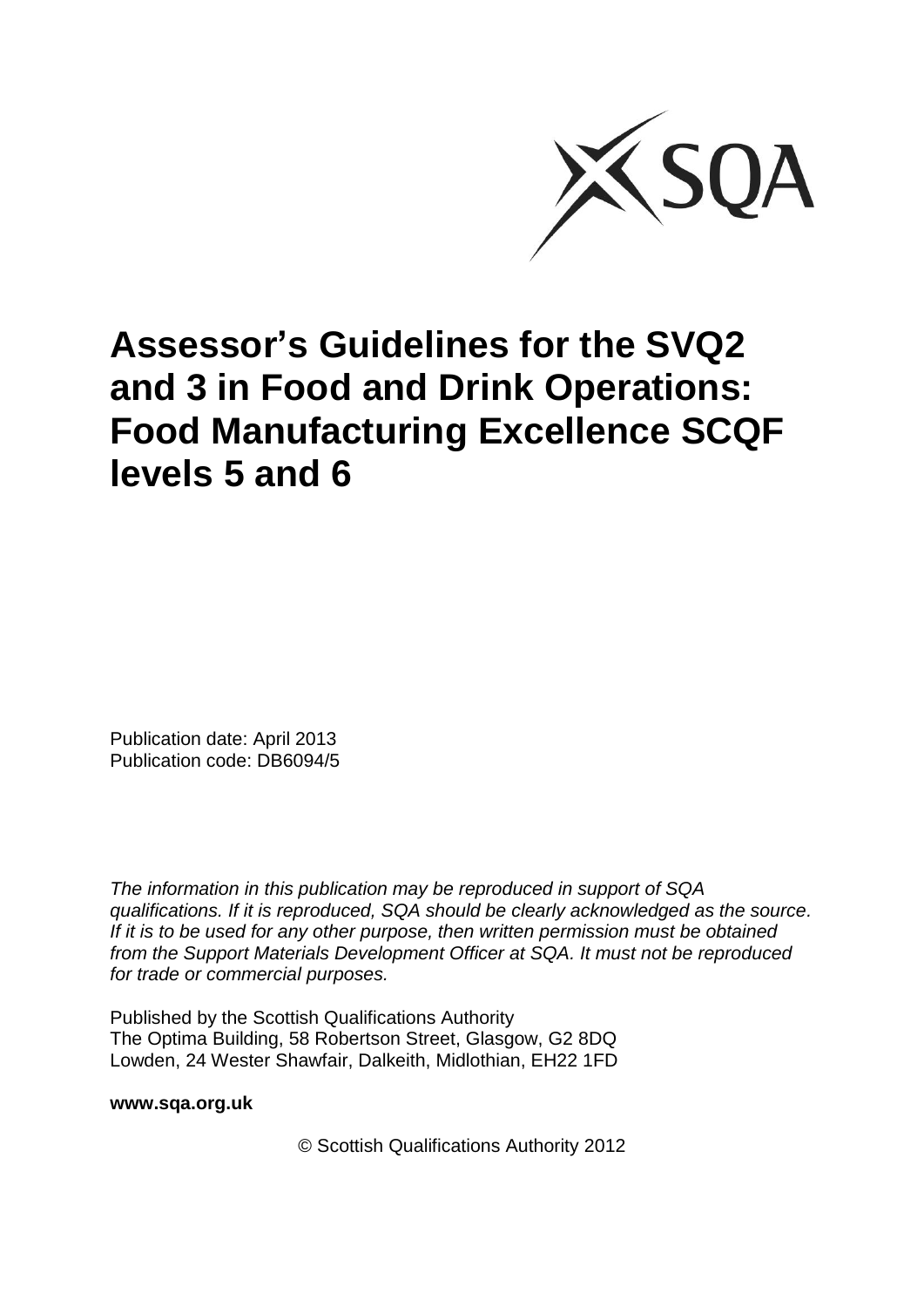# Assessor's Guidelines for the SVQ2 and 3 in Food and Drink Operations: Food Manufacturing Excellence SCQF levels 5 and 6

Publication date: April 2013
Publication code: DB6094/5

*The information in this publication may be reproduced in support of SQA qualifications. If it is reproduced, SQA should be clearly acknowledged as the source. If it is to be used for any other purpose, then written permission must be obtained from the Support Materials Development Officer at SQA. It must not be reproduced for trade or commercial purposes.*

Published by the Scottish Qualifications Authority
The Optima Building, 58 Robertson Street, Glasgow, G2 8DQ
Lowden, 24 Wester Shawfair, Dalkeith, Midlothian, EH22 1FD

**www.sqa.org.uk**

© Scottish Qualifications Authority 2012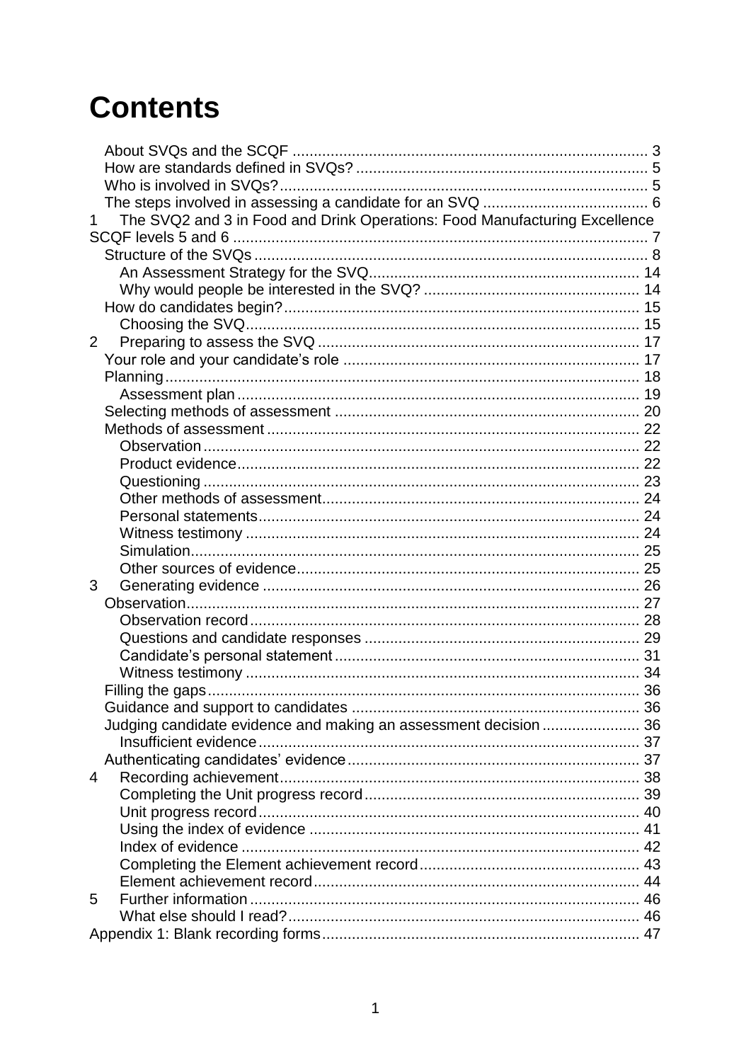# Contents

- About SVQs and the SCQF ... 3
- How are standards defined in SVQs? ... 5
- Who is involved in SVQs? ... 5
- The steps involved in assessing a candidate for an SVQ ... 6

1 The SVQ2 and 3 in Food and Drink Operations: Food Manufacturing Excellence SCQF levels 5 and 6 ... 7
- Structure of the SVQs ... 8
  - An Assessment Strategy for the SVQ ... 14
  - Why would people be interested in the SVQ? ... 14
- How do candidates begin? ... 15
  - Choosing the SVQ ... 15

2 Preparing to assess the SVQ ... 17
- Your role and your candidate's role ... 17
- Planning ... 18
  - Assessment plan ... 19
- Selecting methods of assessment ... 20
- Methods of assessment ... 22
  - Observation ... 22
  - Product evidence ... 22
  - Questioning ... 23
  - Other methods of assessment ... 24
  - Personal statements ... 24
  - Witness testimony ... 24
  - Simulation ... 25
  - Other sources of evidence ... 25

3 Generating evidence ... 26
- Observation ... 27
  - Observation record ... 28
  - Questions and candidate responses ... 29
  - Candidate's personal statement ... 31
  - Witness testimony ... 34
- Filling the gaps ... 36
- Guidance and support to candidates ... 36
- Judging candidate evidence and making an assessment decision ... 36
  - Insufficient evidence ... 37
- Authenticating candidates' evidence ... 37

4 Recording achievement ... 38
  - Completing the Unit progress record ... 39
  - Unit progress record ... 40
  - Using the index of evidence ... 41
  - Index of evidence ... 42
  - Completing the Element achievement record ... 43
  - Element achievement record ... 44

5 Further information ... 46
- What else should I read? ... 46

Appendix 1: Blank recording forms ... 47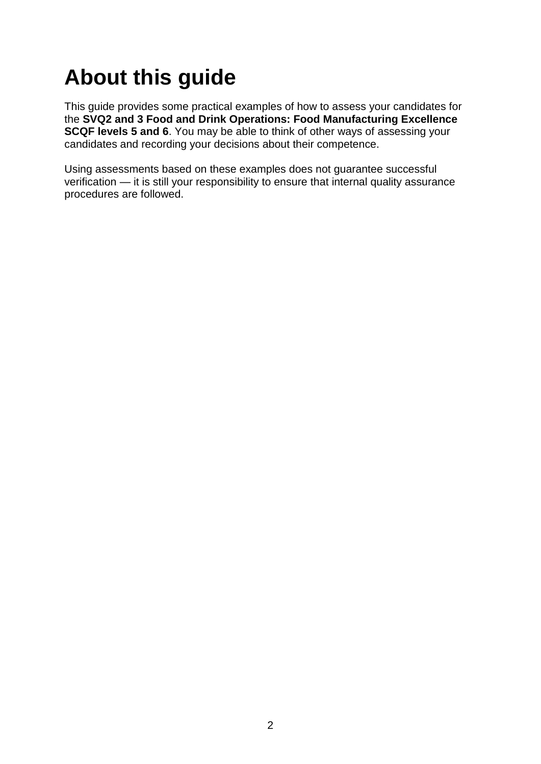# About this guide

This guide provides some practical examples of how to assess your candidates for the **SVQ2 and 3 Food and Drink Operations: Food Manufacturing Excellence SCQF levels 5 and 6**. You may be able to think of other ways of assessing your candidates and recording your decisions about their competence.

Using assessments based on these examples does not guarantee successful verification — it is still your responsibility to ensure that internal quality assurance procedures are followed.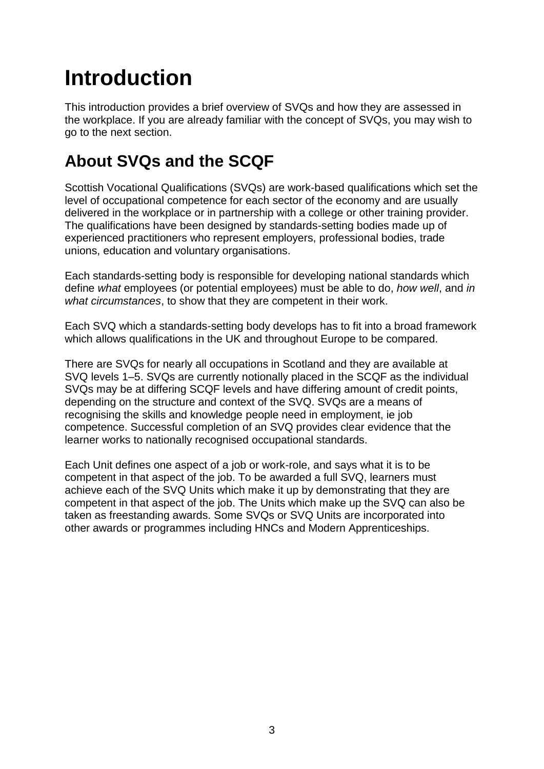# Introduction

This introduction provides a brief overview of SVQs and how they are assessed in the workplace. If you are already familiar with the concept of SVQs, you may wish to go to the next section.

## About SVQs and the SCQF

Scottish Vocational Qualifications (SVQs) are work-based qualifications which set the level of occupational competence for each sector of the economy and are usually delivered in the workplace or in partnership with a college or other training provider. The qualifications have been designed by standards-setting bodies made up of experienced practitioners who represent employers, professional bodies, trade unions, education and voluntary organisations.

Each standards-setting body is responsible for developing national standards which define *what* employees (or potential employees) must be able to do, *how well*, and *in what circumstances*, to show that they are competent in their work.

Each SVQ which a standards-setting body develops has to fit into a broad framework which allows qualifications in the UK and throughout Europe to be compared.

There are SVQs for nearly all occupations in Scotland and they are available at SVQ levels 1–5. SVQs are currently notionally placed in the SCQF as the individual SVQs may be at differing SCQF levels and have differing amount of credit points, depending on the structure and context of the SVQ. SVQs are a means of recognising the skills and knowledge people need in employment, ie job competence. Successful completion of an SVQ provides clear evidence that the learner works to nationally recognised occupational standards.

Each Unit defines one aspect of a job or work-role, and says what it is to be competent in that aspect of the job. To be awarded a full SVQ, learners must achieve each of the SVQ Units which make it up by demonstrating that they are competent in that aspect of the job. The Units which make up the SVQ can also be taken as freestanding awards. Some SVQs or SVQ Units are incorporated into other awards or programmes including HNCs and Modern Apprenticeships.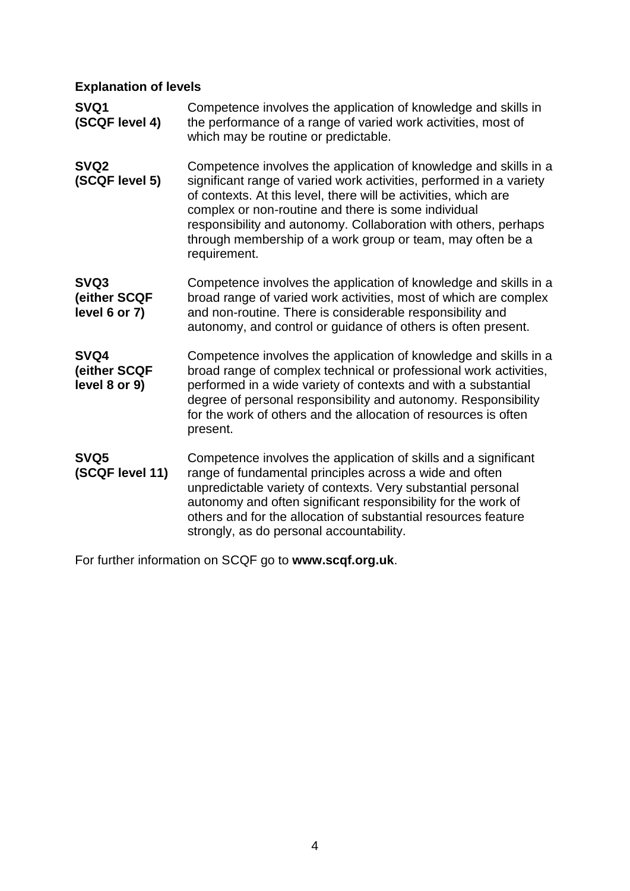**Explanation of levels**

| | |
|---|---|
| **SVQ1 (SCQF level 4)** | Competence involves the application of knowledge and skills in the performance of a range of varied work activities, most of which may be routine or predictable. |
| **SVQ2 (SCQF level 5)** | Competence involves the application of knowledge and skills in a significant range of varied work activities, performed in a variety of contexts. At this level, there will be activities, which are complex or non-routine and there is some individual responsibility and autonomy. Collaboration with others, perhaps through membership of a work group or team, may often be a requirement. |
| **SVQ3 (either SCQF level 6 or 7)** | Competence involves the application of knowledge and skills in a broad range of varied work activities, most of which are complex and non-routine. There is considerable responsibility and autonomy, and control or guidance of others is often present. |
| **SVQ4 (either SCQF level 8 or 9)** | Competence involves the application of knowledge and skills in a broad range of complex technical or professional work activities, performed in a wide variety of contexts and with a substantial degree of personal responsibility and autonomy. Responsibility for the work of others and the allocation of resources is often present. |
| **SVQ5 (SCQF level 11)** | Competence involves the application of skills and a significant range of fundamental principles across a wide and often unpredictable variety of contexts. Very substantial personal autonomy and often significant responsibility for the work of others and for the allocation of substantial resources feature strongly, as do personal accountability. |

For further information on SCQF go to **www.scqf.org.uk**.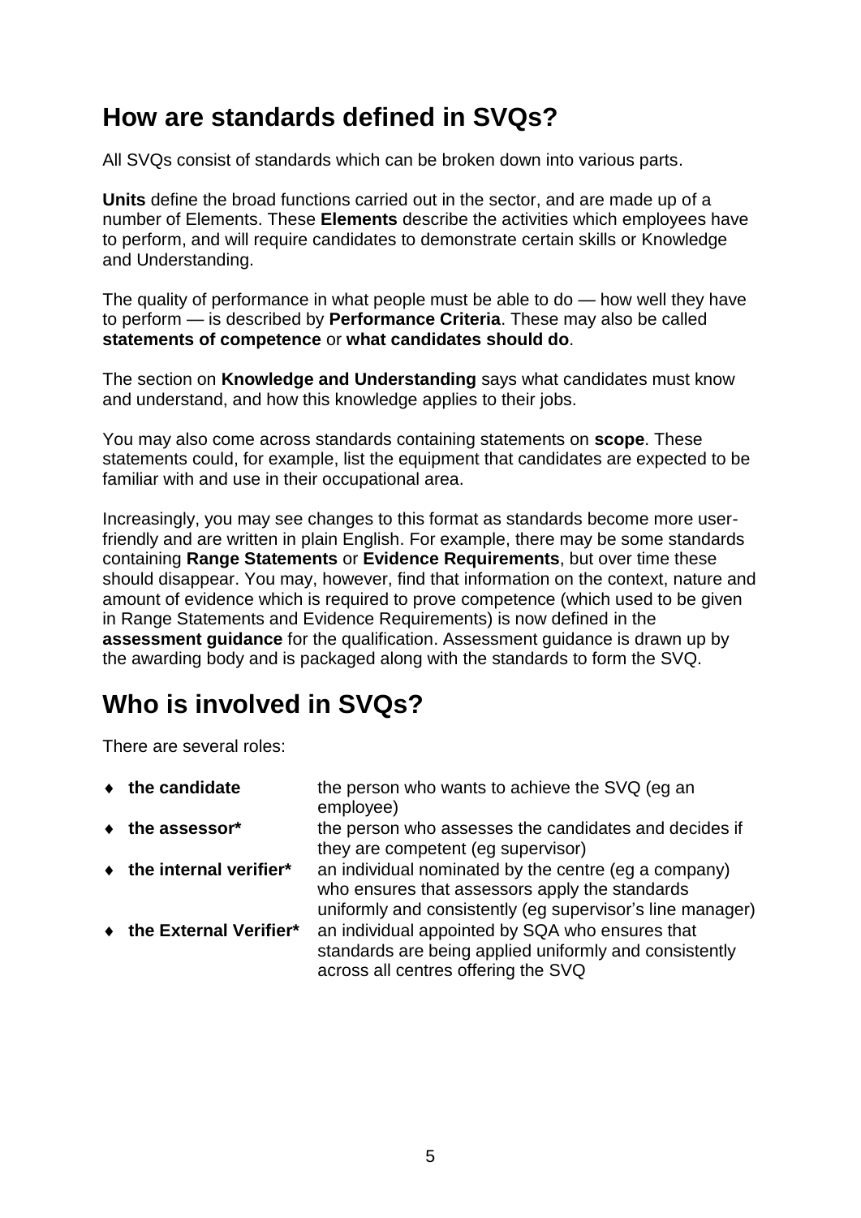## How are standards defined in SVQs?

All SVQs consist of standards which can be broken down into various parts.

**Units** define the broad functions carried out in the sector, and are made up of a number of Elements. These **Elements** describe the activities which employees have to perform, and will require candidates to demonstrate certain skills or Knowledge and Understanding.

The quality of performance in what people must be able to do — how well they have to perform — is described by **Performance Criteria**. These may also be called **statements of competence** or **what candidates should do**.

The section on **Knowledge and Understanding** says what candidates must know and understand, and how this knowledge applies to their jobs.

You may also come across standards containing statements on **scope**. These statements could, for example, list the equipment that candidates are expected to be familiar with and use in their occupational area.

Increasingly, you may see changes to this format as standards become more user-friendly and are written in plain English. For example, there may be some standards containing **Range Statements** or **Evidence Requirements**, but over time these should disappear. You may, however, find that information on the context, nature and amount of evidence which is required to prove competence (which used to be given in Range Statements and Evidence Requirements) is now defined in the **assessment guidance** for the qualification. Assessment guidance is drawn up by the awarding body and is packaged along with the standards to form the SVQ.

## Who is involved in SVQs?

There are several roles:

- **the candidate** — the person who wants to achieve the SVQ (eg an employee)
- **the assessor*** — the person who assesses the candidates and decides if they are competent (eg supervisor)
- **the internal verifier*** — an individual nominated by the centre (eg a company) who ensures that assessors apply the standards uniformly and consistently (eg supervisor's line manager)
- **the External Verifier*** — an individual appointed by SQA who ensures that standards are being applied uniformly and consistently across all centres offering the SVQ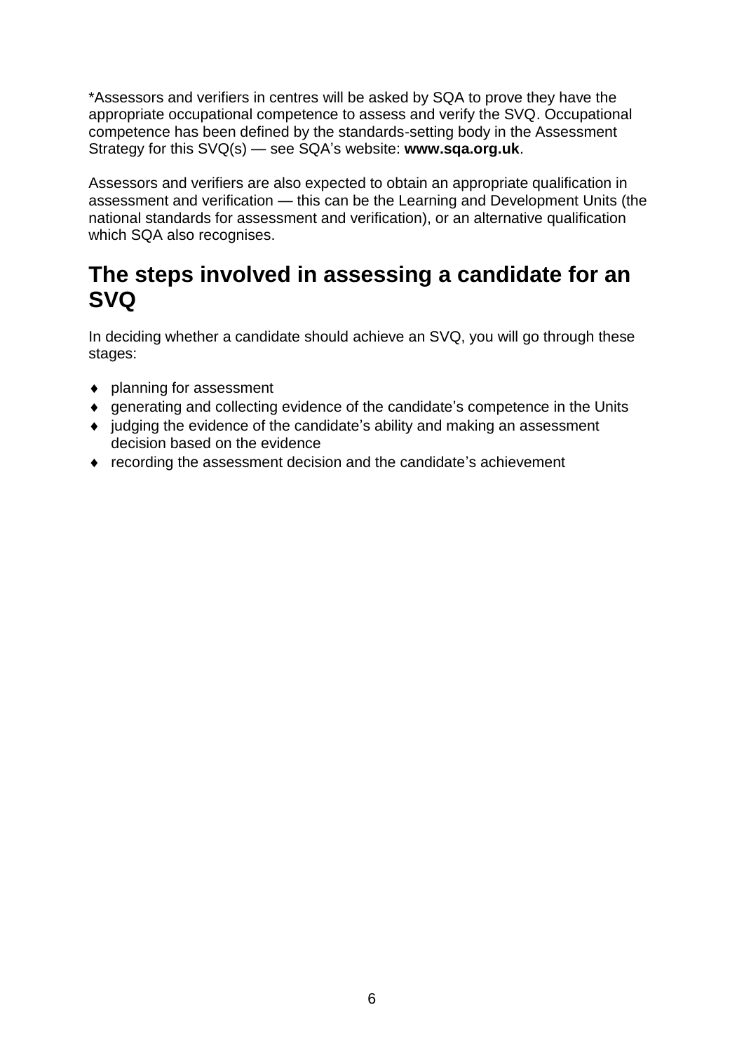*Assessors and verifiers in centres will be asked by SQA to prove they have the appropriate occupational competence to assess and verify the SVQ. Occupational competence has been defined by the standards-setting body in the Assessment Strategy for this SVQ(s) — see SQA's website: **www.sqa.org.uk**.

Assessors and verifiers are also expected to obtain an appropriate qualification in assessment and verification — this can be the Learning and Development Units (the national standards for assessment and verification), or an alternative qualification which SQA also recognises.

## The steps involved in assessing a candidate for an SVQ

In deciding whether a candidate should achieve an SVQ, you will go through these stages:

- planning for assessment
- generating and collecting evidence of the candidate's competence in the Units
- judging the evidence of the candidate's ability and making an assessment decision based on the evidence
- recording the assessment decision and the candidate's achievement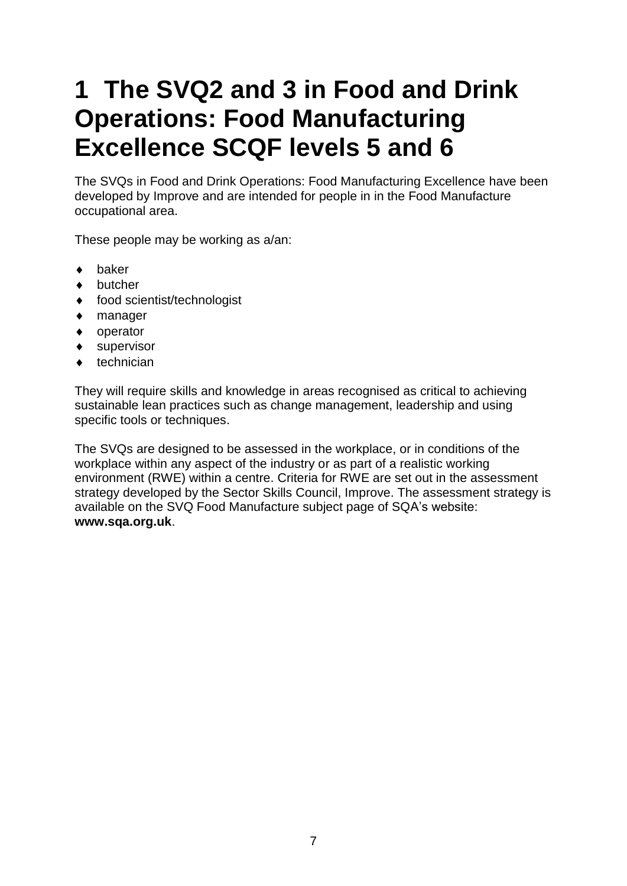# 1 The SVQ2 and 3 in Food and Drink Operations: Food Manufacturing Excellence SCQF levels 5 and 6

The SVQs in Food and Drink Operations: Food Manufacturing Excellence have been developed by Improve and are intended for people in in the Food Manufacture occupational area.

These people may be working as a/an:

- baker
- butcher
- food scientist/technologist
- manager
- operator
- supervisor
- technician

They will require skills and knowledge in areas recognised as critical to achieving sustainable lean practices such as change management, leadership and using specific tools or techniques.

The SVQs are designed to be assessed in the workplace, or in conditions of the workplace within any aspect of the industry or as part of a realistic working environment (RWE) within a centre. Criteria for RWE are set out in the assessment strategy developed by the Sector Skills Council, Improve. The assessment strategy is available on the SVQ Food Manufacture subject page of SQA's website: **www.sqa.org.uk**.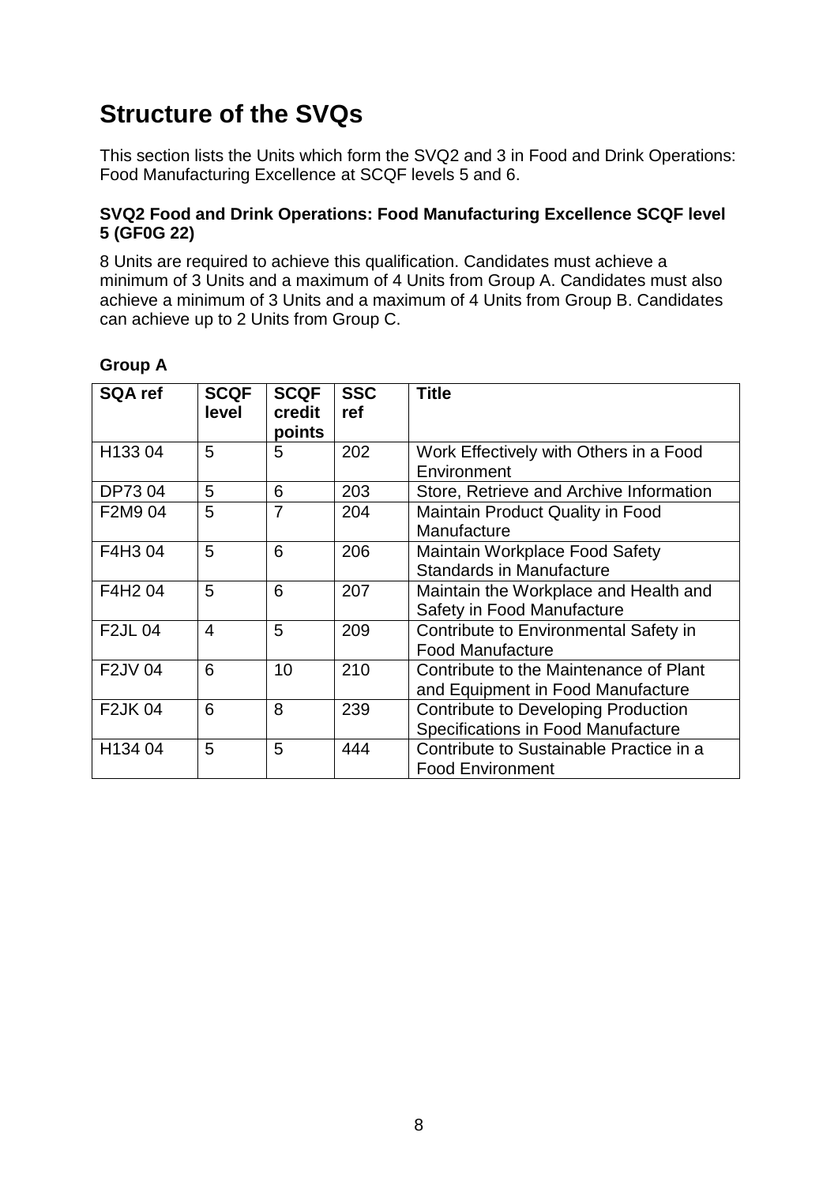# Structure of the SVQs

This section lists the Units which form the SVQ2 and 3 in Food and Drink Operations: Food Manufacturing Excellence at SCQF levels 5 and 6.

**SVQ2 Food and Drink Operations: Food Manufacturing Excellence SCQF level 5 (GF0G 22)**

8 Units are required to achieve this qualification. Candidates must achieve a minimum of 3 Units and a maximum of 4 Units from Group A. Candidates must also achieve a minimum of 3 Units and a maximum of 4 Units from Group B. Candidates can achieve up to 2 Units from Group C.

**Group A**

| SQA ref | SCQF level | SCQF credit points | SSC ref | Title |
|---|---|---|---|---|
| H133 04 | 5 | 5 | 202 | Work Effectively with Others in a Food Environment |
| DP73 04 | 5 | 6 | 203 | Store, Retrieve and Archive Information |
| F2M9 04 | 5 | 7 | 204 | Maintain Product Quality in Food Manufacture |
| F4H3 04 | 5 | 6 | 206 | Maintain Workplace Food Safety Standards in Manufacture |
| F4H2 04 | 5 | 6 | 207 | Maintain the Workplace and Health and Safety in Food Manufacture |
| F2JL 04 | 4 | 5 | 209 | Contribute to Environmental Safety in Food Manufacture |
| F2JV 04 | 6 | 10 | 210 | Contribute to the Maintenance of Plant and Equipment in Food Manufacture |
| F2JK 04 | 6 | 8 | 239 | Contribute to Developing Production Specifications in Food Manufacture |
| H134 04 | 5 | 5 | 444 | Contribute to Sustainable Practice in a Food Environment |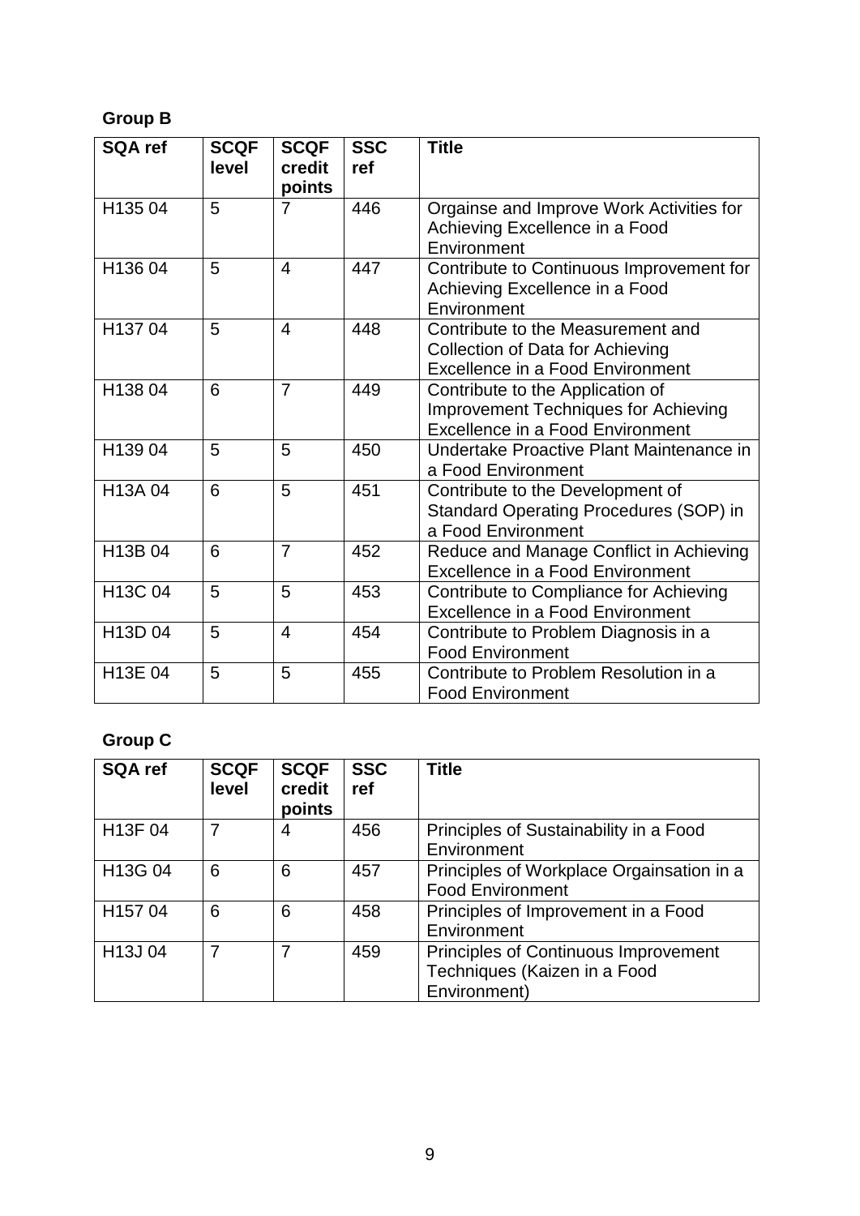**Group B**

| SQA ref | SCQF level | SCQF credit points | SSC ref | Title |
|---|---|---|---|---|
| H135 04 | 5 | 7 | 446 | Orgainse and Improve Work Activities for Achieving Excellence in a Food Environment |
| H136 04 | 5 | 4 | 447 | Contribute to Continuous Improvement for Achieving Excellence in a Food Environment |
| H137 04 | 5 | 4 | 448 | Contribute to the Measurement and Collection of Data for Achieving Excellence in a Food Environment |
| H138 04 | 6 | 7 | 449 | Contribute to the Application of Improvement Techniques for Achieving Excellence in a Food Environment |
| H139 04 | 5 | 5 | 450 | Undertake Proactive Plant Maintenance in a Food Environment |
| H13A 04 | 6 | 5 | 451 | Contribute to the Development of Standard Operating Procedures (SOP) in a Food Environment |
| H13B 04 | 6 | 7 | 452 | Reduce and Manage Conflict in Achieving Excellence in a Food Environment |
| H13C 04 | 5 | 5 | 453 | Contribute to Compliance for Achieving Excellence in a Food Environment |
| H13D 04 | 5 | 4 | 454 | Contribute to Problem Diagnosis in a Food Environment |
| H13E 04 | 5 | 5 | 455 | Contribute to Problem Resolution in a Food Environment |

**Group C**

| SQA ref | SCQF level | SCQF credit points | SSC ref | Title |
|---|---|---|---|---|
| H13F 04 | 7 | 4 | 456 | Principles of Sustainability in a Food Environment |
| H13G 04 | 6 | 6 | 457 | Principles of Workplace Orgainsation in a Food Environment |
| H157 04 | 6 | 6 | 458 | Principles of Improvement in a Food Environment |
| H13J 04 | 7 | 7 | 459 | Principles of Continuous Improvement Techniques (Kaizen in a Food Environment) |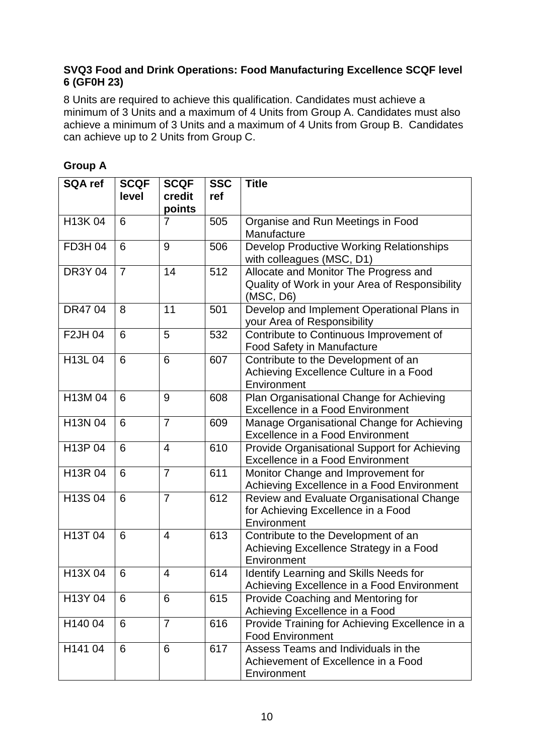**SVQ3 Food and Drink Operations: Food Manufacturing Excellence SCQF level 6 (GF0H 23)**

8 Units are required to achieve this qualification. Candidates must achieve a minimum of 3 Units and a maximum of 4 Units from Group A. Candidates must also achieve a minimum of 3 Units and a maximum of 4 Units from Group B. Candidates can achieve up to 2 Units from Group C.

**Group A**

| SQA ref | SCQF level | SCQF credit points | SSC ref | Title |
|---|---|---|---|---|
| H13K 04 | 6 | 7 | 505 | Organise and Run Meetings in Food Manufacture |
| FD3H 04 | 6 | 9 | 506 | Develop Productive Working Relationships with colleagues (MSC, D1) |
| DR3Y 04 | 7 | 14 | 512 | Allocate and Monitor The Progress and Quality of Work in your Area of Responsibility (MSC, D6) |
| DR47 04 | 8 | 11 | 501 | Develop and Implement Operational Plans in your Area of Responsibility |
| F2JH 04 | 6 | 5 | 532 | Contribute to Continuous Improvement of Food Safety in Manufacture |
| H13L 04 | 6 | 6 | 607 | Contribute to the Development of an Achieving Excellence Culture in a Food Environment |
| H13M 04 | 6 | 9 | 608 | Plan Organisational Change for Achieving Excellence in a Food Environment |
| H13N 04 | 6 | 7 | 609 | Manage Organisational Change for Achieving Excellence in a Food Environment |
| H13P 04 | 6 | 4 | 610 | Provide Organisational Support for Achieving Excellence in a Food Environment |
| H13R 04 | 6 | 7 | 611 | Monitor Change and Improvement for Achieving Excellence in a Food Environment |
| H13S 04 | 6 | 7 | 612 | Review and Evaluate Organisational Change for Achieving Excellence in a Food Environment |
| H13T 04 | 6 | 4 | 613 | Contribute to the Development of an Achieving Excellence Strategy in a Food Environment |
| H13X 04 | 6 | 4 | 614 | Identify Learning and Skills Needs for Achieving Excellence in a Food Environment |
| H13Y 04 | 6 | 6 | 615 | Provide Coaching and Mentoring for Achieving Excellence in a Food |
| H140 04 | 6 | 7 | 616 | Provide Training for Achieving Excellence in a Food Environment |
| H141 04 | 6 | 6 | 617 | Assess Teams and Individuals in the Achievement of Excellence in a Food Environment |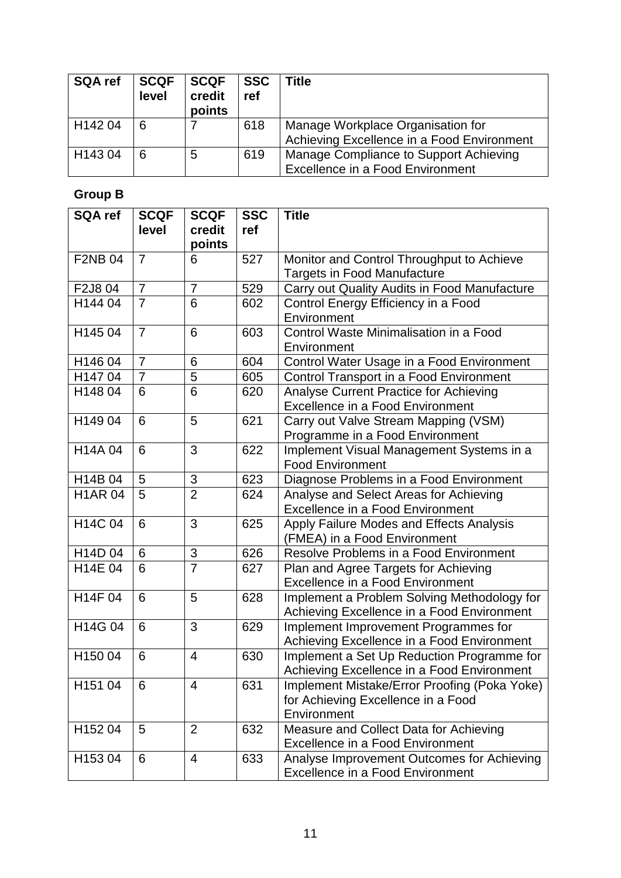| SQA ref | SCQF level | SCQF credit points | SSC ref | Title |
|---|---|---|---|---|
| H142 04 | 6 | 7 | 618 | Manage Workplace Organisation for Achieving Excellence in a Food Environment |
| H143 04 | 6 | 5 | 619 | Manage Compliance to Support Achieving Excellence in a Food Environment |

**Group B**

| SQA ref | SCQF level | SCQF credit points | SSC ref | Title |
|---|---|---|---|---|
| F2NB 04 | 7 | 6 | 527 | Monitor and Control Throughput to Achieve Targets in Food Manufacture |
| F2J8 04 | 7 | 7 | 529 | Carry out Quality Audits in Food Manufacture |
| H144 04 | 7 | 6 | 602 | Control Energy Efficiency in a Food Environment |
| H145 04 | 7 | 6 | 603 | Control Waste Minimalisation in a Food Environment |
| H146 04 | 7 | 6 | 604 | Control Water Usage in a Food Environment |
| H147 04 | 7 | 5 | 605 | Control Transport in a Food Environment |
| H148 04 | 6 | 6 | 620 | Analyse Current Practice for Achieving Excellence in a Food Environment |
| H149 04 | 6 | 5 | 621 | Carry out Valve Stream Mapping (VSM) Programme in a Food Environment |
| H14A 04 | 6 | 3 | 622 | Implement Visual Management Systems in a Food Environment |
| H14B 04 | 5 | 3 | 623 | Diagnose Problems in a Food Environment |
| H1AR 04 | 5 | 2 | 624 | Analyse and Select Areas for Achieving Excellence in a Food Environment |
| H14C 04 | 6 | 3 | 625 | Apply Failure Modes and Effects Analysis (FMEA) in a Food Environment |
| H14D 04 | 6 | 3 | 626 | Resolve Problems in a Food Environment |
| H14E 04 | 6 | 7 | 627 | Plan and Agree Targets for Achieving Excellence in a Food Environment |
| H14F 04 | 6 | 5 | 628 | Implement a Problem Solving Methodology for Achieving Excellence in a Food Environment |
| H14G 04 | 6 | 3 | 629 | Implement Improvement Programmes for Achieving Excellence in a Food Environment |
| H150 04 | 6 | 4 | 630 | Implement a Set Up Reduction Programme for Achieving Excellence in a Food Environment |
| H151 04 | 6 | 4 | 631 | Implement Mistake/Error Proofing (Poka Yoke) for Achieving Excellence in a Food Environment |
| H152 04 | 5 | 2 | 632 | Measure and Collect Data for Achieving Excellence in a Food Environment |
| H153 04 | 6 | 4 | 633 | Analyse Improvement Outcomes for Achieving Excellence in a Food Environment |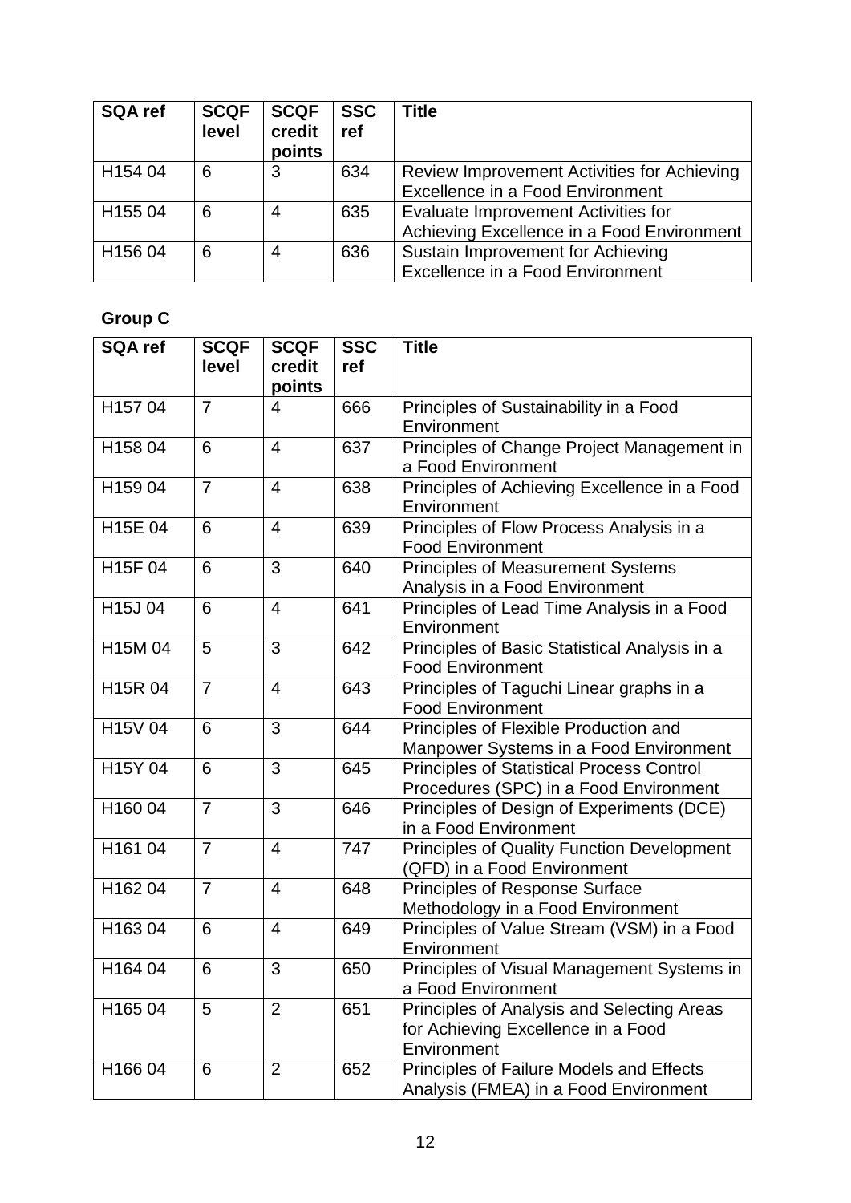| SQA ref | SCQF level | SCQF credit points | SSC ref | Title |
|---|---|---|---|---|
| H154 04 | 6 | 3 | 634 | Review Improvement Activities for Achieving Excellence in a Food Environment |
| H155 04 | 6 | 4 | 635 | Evaluate Improvement Activities for Achieving Excellence in a Food Environment |
| H156 04 | 6 | 4 | 636 | Sustain Improvement for Achieving Excellence in a Food Environment |

**Group C**

| SQA ref | SCQF level | SCQF credit points | SSC ref | Title |
|---|---|---|---|---|
| H157 04 | 7 | 4 | 666 | Principles of Sustainability in a Food Environment |
| H158 04 | 6 | 4 | 637 | Principles of Change Project Management in a Food Environment |
| H159 04 | 7 | 4 | 638 | Principles of Achieving Excellence in a Food Environment |
| H15E 04 | 6 | 4 | 639 | Principles of Flow Process Analysis in a Food Environment |
| H15F 04 | 6 | 3 | 640 | Principles of Measurement Systems Analysis in a Food Environment |
| H15J 04 | 6 | 4 | 641 | Principles of Lead Time Analysis in a Food Environment |
| H15M 04 | 5 | 3 | 642 | Principles of Basic Statistical Analysis in a Food Environment |
| H15R 04 | 7 | 4 | 643 | Principles of Taguchi Linear graphs in a Food Environment |
| H15V 04 | 6 | 3 | 644 | Principles of Flexible Production and Manpower Systems in a Food Environment |
| H15Y 04 | 6 | 3 | 645 | Principles of Statistical Process Control Procedures (SPC) in a Food Environment |
| H160 04 | 7 | 3 | 646 | Principles of Design of Experiments (DCE) in a Food Environment |
| H161 04 | 7 | 4 | 747 | Principles of Quality Function Development (QFD) in a Food Environment |
| H162 04 | 7 | 4 | 648 | Principles of Response Surface Methodology in a Food Environment |
| H163 04 | 6 | 4 | 649 | Principles of Value Stream (VSM) in a Food Environment |
| H164 04 | 6 | 3 | 650 | Principles of Visual Management Systems in a Food Environment |
| H165 04 | 5 | 2 | 651 | Principles of Analysis and Selecting Areas for Achieving Excellence in a Food Environment |
| H166 04 | 6 | 2 | 652 | Principles of Failure Models and Effects Analysis (FMEA) in a Food Environment |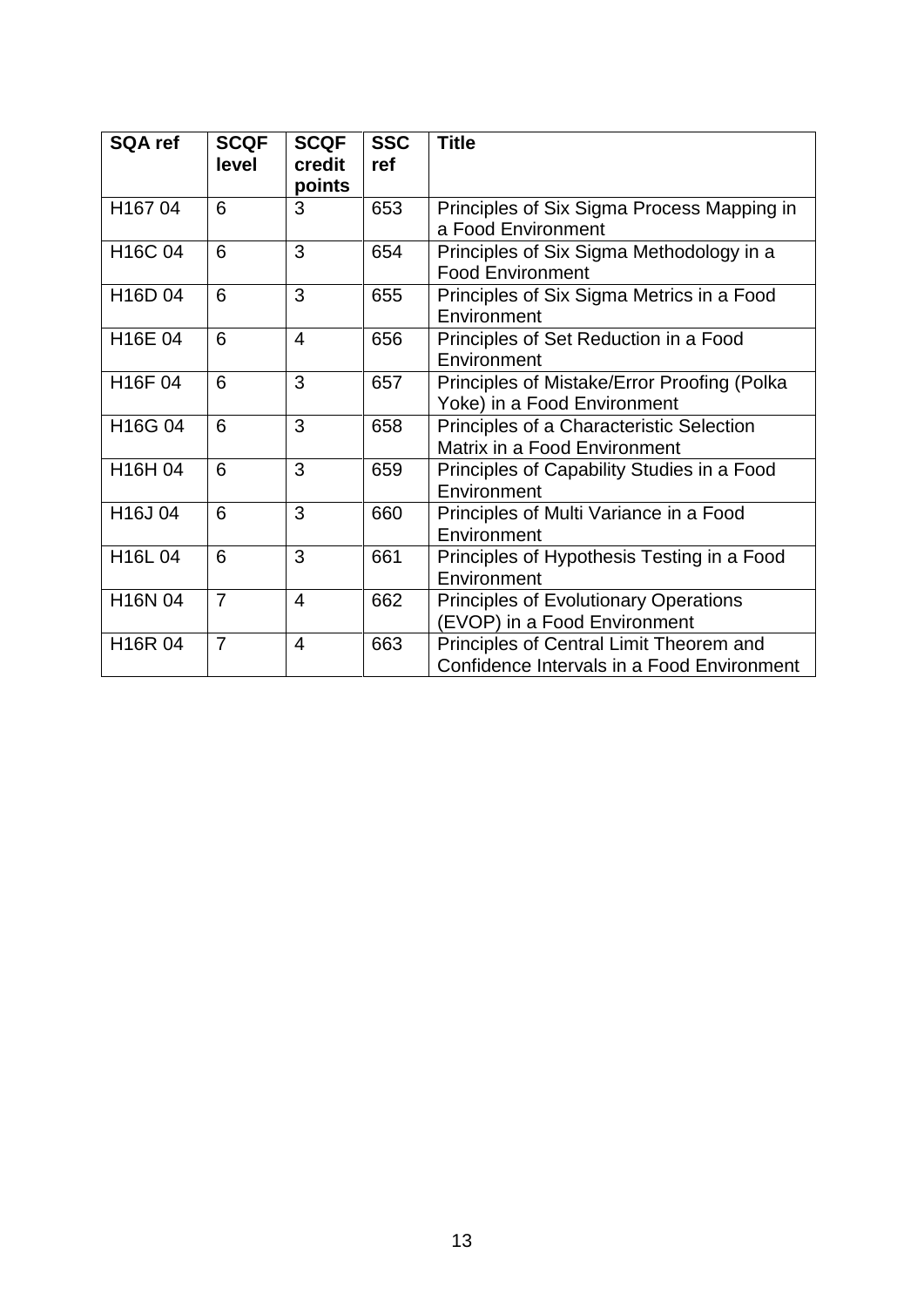| SQA ref | SCQF level | SCQF credit points | SSC ref | Title |
|---|---|---|---|---|
| H167 04 | 6 | 3 | 653 | Principles of Six Sigma Process Mapping in a Food Environment |
| H16C 04 | 6 | 3 | 654 | Principles of Six Sigma Methodology in a Food Environment |
| H16D 04 | 6 | 3 | 655 | Principles of Six Sigma Metrics in a Food Environment |
| H16E 04 | 6 | 4 | 656 | Principles of Set Reduction in a Food Environment |
| H16F 04 | 6 | 3 | 657 | Principles of Mistake/Error Proofing (Polka Yoke) in a Food Environment |
| H16G 04 | 6 | 3 | 658 | Principles of a Characteristic Selection Matrix in a Food Environment |
| H16H 04 | 6 | 3 | 659 | Principles of Capability Studies in a Food Environment |
| H16J 04 | 6 | 3 | 660 | Principles of Multi Variance in a Food Environment |
| H16L 04 | 6 | 3 | 661 | Principles of Hypothesis Testing in a Food Environment |
| H16N 04 | 7 | 4 | 662 | Principles of Evolutionary Operations (EVOP) in a Food Environment |
| H16R 04 | 7 | 4 | 663 | Principles of Central Limit Theorem and Confidence Intervals in a Food Environment |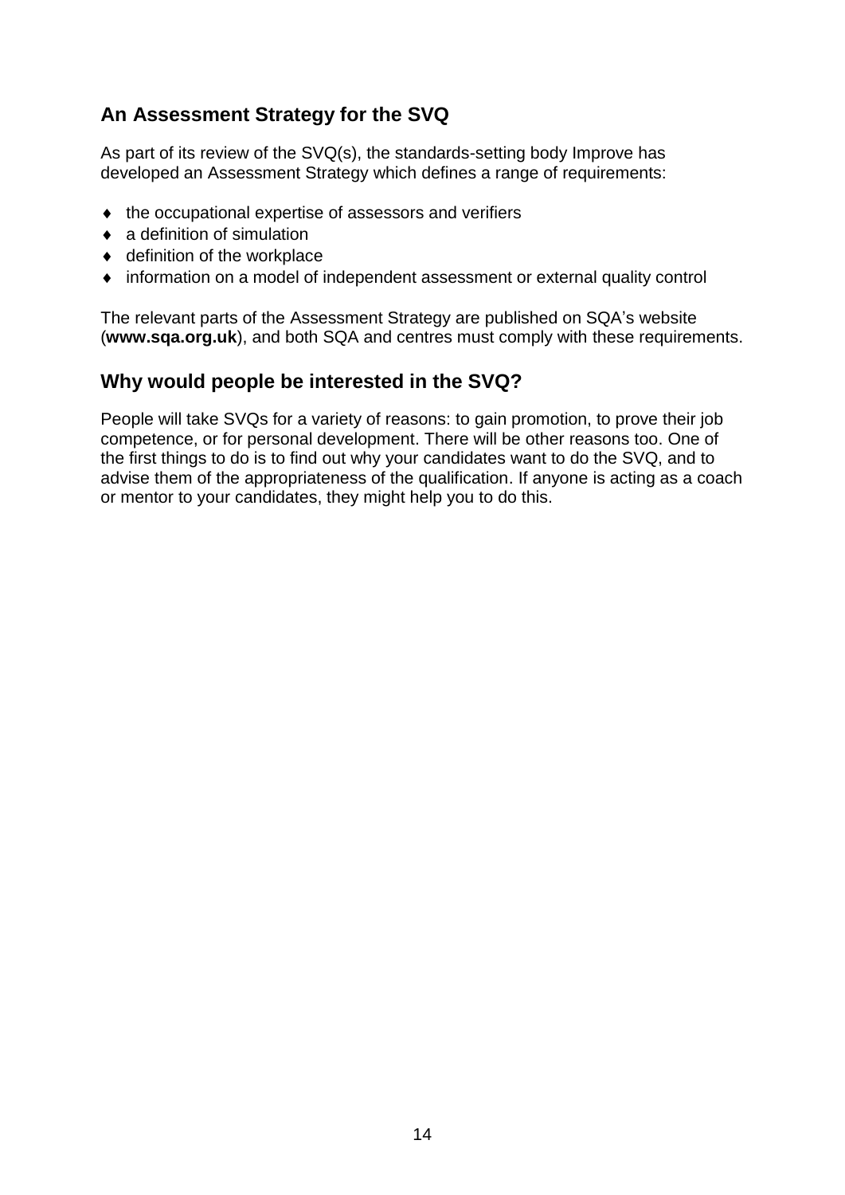## An Assessment Strategy for the SVQ

As part of its review of the SVQ(s), the standards-setting body Improve has developed an Assessment Strategy which defines a range of requirements:

- the occupational expertise of assessors and verifiers
- a definition of simulation
- definition of the workplace
- information on a model of independent assessment or external quality control

The relevant parts of the Assessment Strategy are published on SQA's website (**www.sqa.org.uk**), and both SQA and centres must comply with these requirements.

## Why would people be interested in the SVQ?

People will take SVQs for a variety of reasons: to gain promotion, to prove their job competence, or for personal development. There will be other reasons too. One of the first things to do is to find out why your candidates want to do the SVQ, and to advise them of the appropriateness of the qualification. If anyone is acting as a coach or mentor to your candidates, they might help you to do this.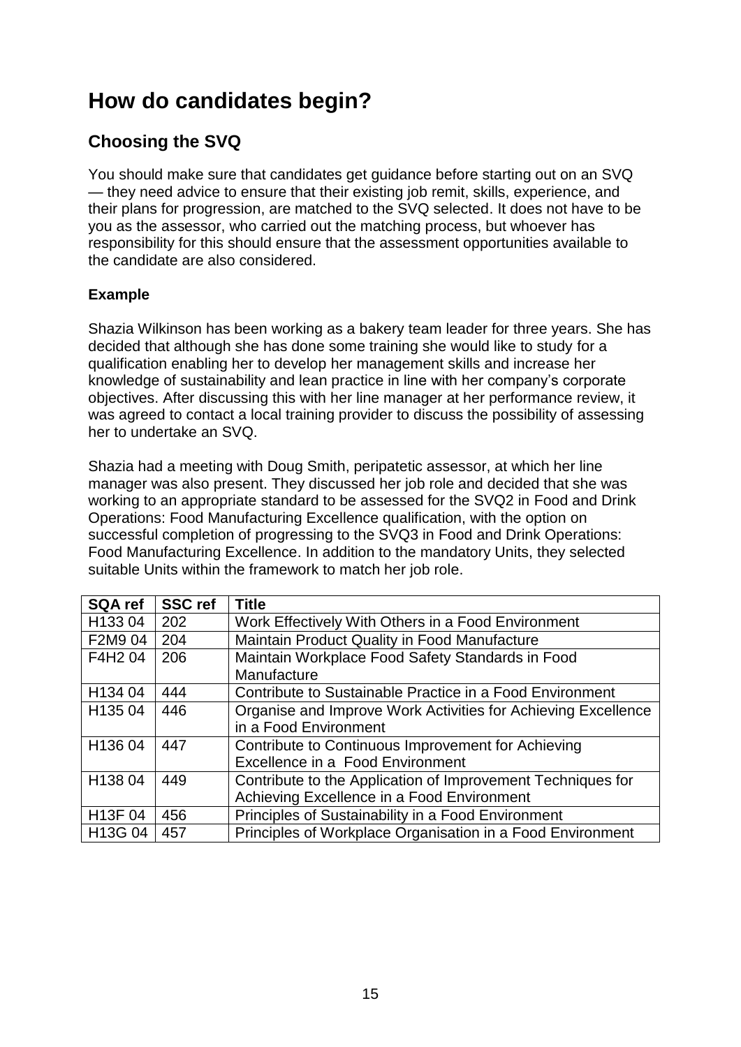# How do candidates begin?

## Choosing the SVQ

You should make sure that candidates get guidance before starting out on an SVQ — they need advice to ensure that their existing job remit, skills, experience, and their plans for progression, are matched to the SVQ selected. It does not have to be you as the assessor, who carried out the matching process, but whoever has responsibility for this should ensure that the assessment opportunities available to the candidate are also considered.

**Example**

Shazia Wilkinson has been working as a bakery team leader for three years. She has decided that although she has done some training she would like to study for a qualification enabling her to develop her management skills and increase her knowledge of sustainability and lean practice in line with her company's corporate objectives. After discussing this with her line manager at her performance review, it was agreed to contact a local training provider to discuss the possibility of assessing her to undertake an SVQ.

Shazia had a meeting with Doug Smith, peripatetic assessor, at which her line manager was also present. They discussed her job role and decided that she was working to an appropriate standard to be assessed for the SVQ2 in Food and Drink Operations: Food Manufacturing Excellence qualification, with the option on successful completion of progressing to the SVQ3 in Food and Drink Operations: Food Manufacturing Excellence. In addition to the mandatory Units, they selected suitable Units within the framework to match her job role.

| SQA ref | SSC ref | Title |
|---|---|---|
| H133 04 | 202 | Work Effectively With Others in a Food Environment |
| F2M9 04 | 204 | Maintain Product Quality in Food Manufacture |
| F4H2 04 | 206 | Maintain Workplace Food Safety Standards in Food Manufacture |
| H134 04 | 444 | Contribute to Sustainable Practice in a Food Environment |
| H135 04 | 446 | Organise and Improve Work Activities for Achieving Excellence in a Food Environment |
| H136 04 | 447 | Contribute to Continuous Improvement for Achieving Excellence in a Food Environment |
| H138 04 | 449 | Contribute to the Application of Improvement Techniques for Achieving Excellence in a Food Environment |
| H13F 04 | 456 | Principles of Sustainability in a Food Environment |
| H13G 04 | 457 | Principles of Workplace Organisation in a Food Environment |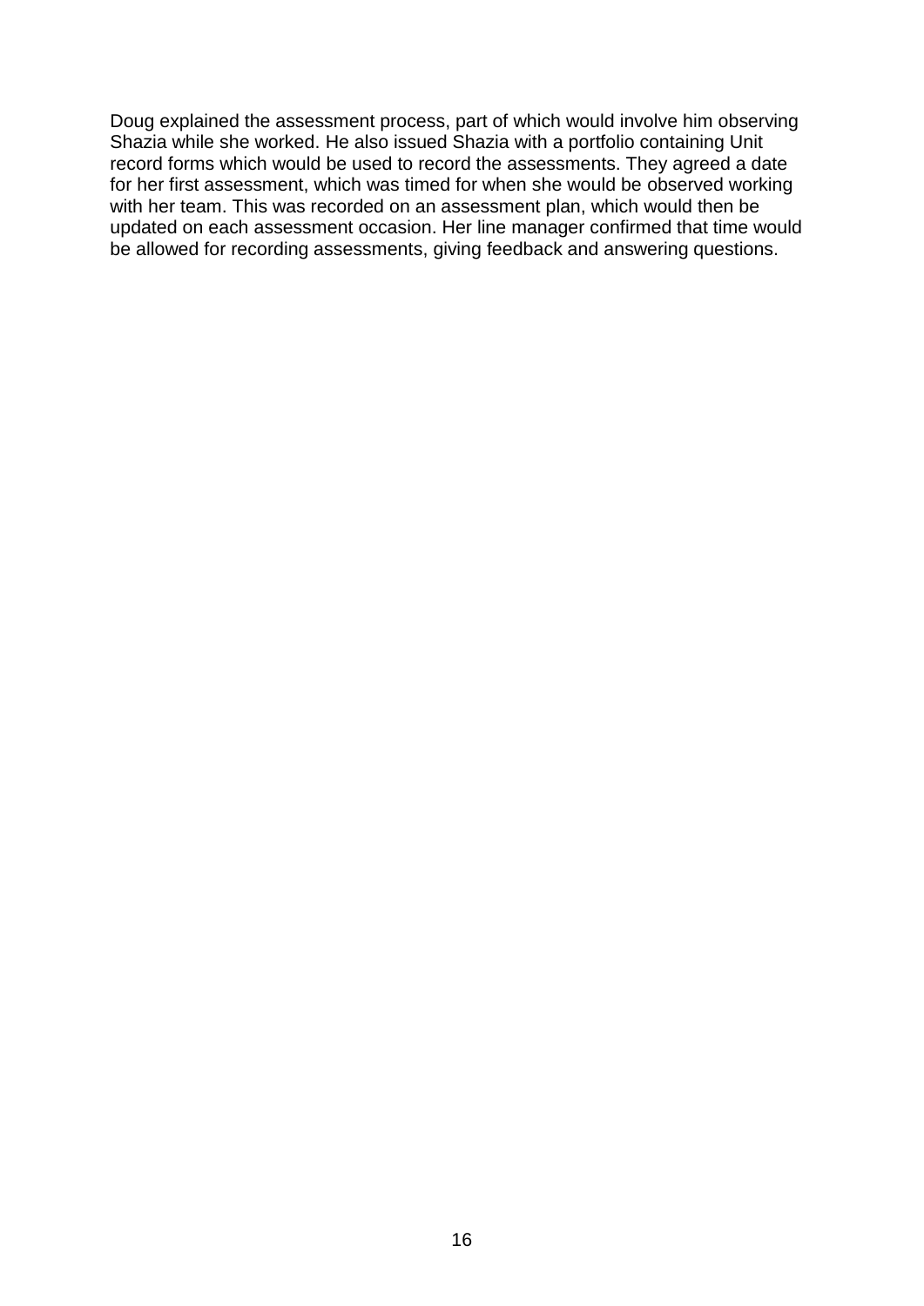Doug explained the assessment process, part of which would involve him observing Shazia while she worked. He also issued Shazia with a portfolio containing Unit record forms which would be used to record the assessments. They agreed a date for her first assessment, which was timed for when she would be observed working with her team. This was recorded on an assessment plan, which would then be updated on each assessment occasion. Her line manager confirmed that time would be allowed for recording assessments, giving feedback and answering questions.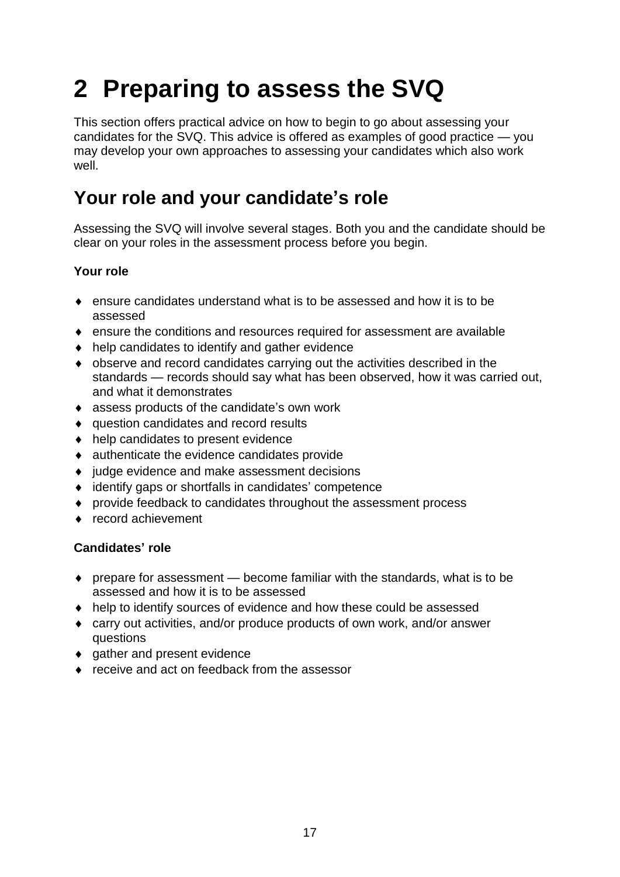# 2 Preparing to assess the SVQ

This section offers practical advice on how to begin to go about assessing your candidates for the SVQ. This advice is offered as examples of good practice — you may develop your own approaches to assessing your candidates which also work well.

## Your role and your candidate's role

Assessing the SVQ will involve several stages. Both you and the candidate should be clear on your roles in the assessment process before you begin.

**Your role**

- ensure candidates understand what is to be assessed and how it is to be assessed
- ensure the conditions and resources required for assessment are available
- help candidates to identify and gather evidence
- observe and record candidates carrying out the activities described in the standards — records should say what has been observed, how it was carried out, and what it demonstrates
- assess products of the candidate's own work
- question candidates and record results
- help candidates to present evidence
- authenticate the evidence candidates provide
- judge evidence and make assessment decisions
- identify gaps or shortfalls in candidates' competence
- provide feedback to candidates throughout the assessment process
- record achievement

**Candidates' role**

- prepare for assessment — become familiar with the standards, what is to be assessed and how it is to be assessed
- help to identify sources of evidence and how these could be assessed
- carry out activities, and/or produce products of own work, and/or answer questions
- gather and present evidence
- receive and act on feedback from the assessor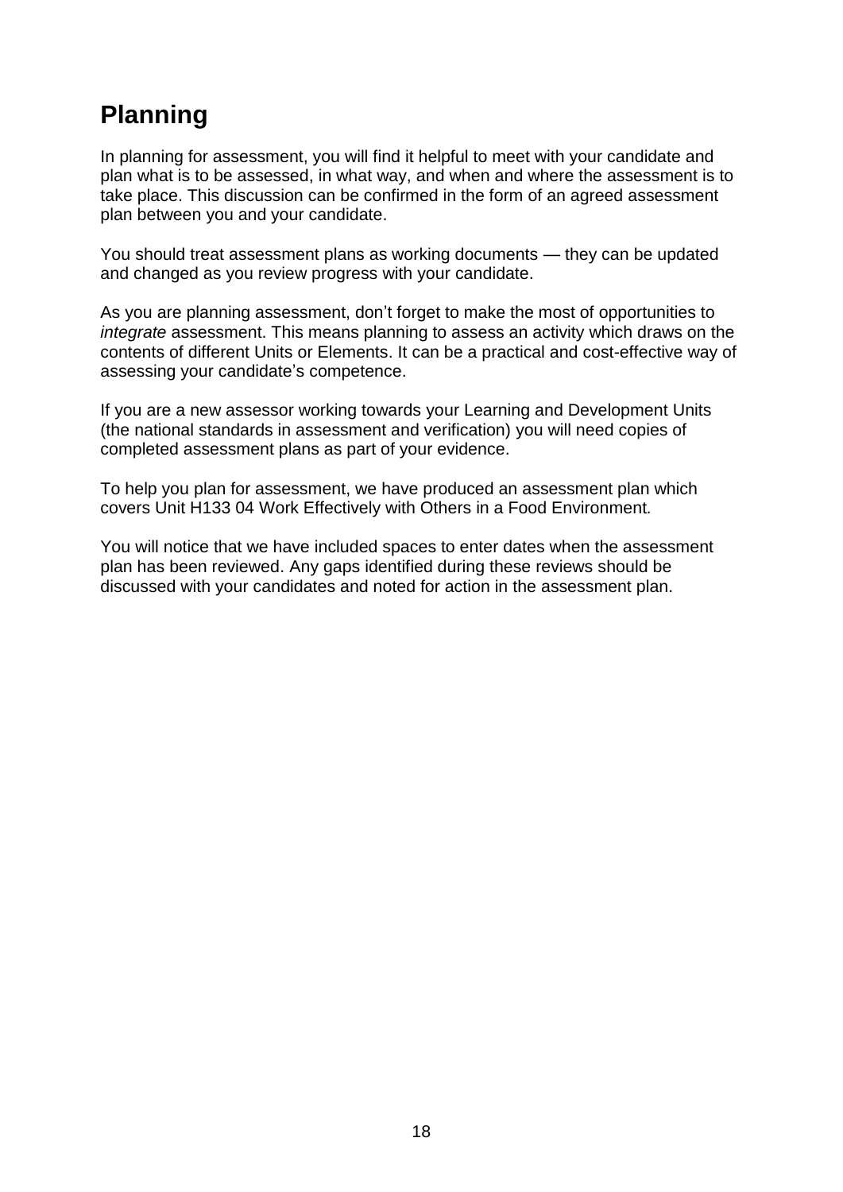# Planning

In planning for assessment, you will find it helpful to meet with your candidate and plan what is to be assessed, in what way, and when and where the assessment is to take place. This discussion can be confirmed in the form of an agreed assessment plan between you and your candidate.

You should treat assessment plans as working documents — they can be updated and changed as you review progress with your candidate.

As you are planning assessment, don't forget to make the most of opportunities to *integrate* assessment. This means planning to assess an activity which draws on the contents of different Units or Elements. It can be a practical and cost-effective way of assessing your candidate's competence.

If you are a new assessor working towards your Learning and Development Units (the national standards in assessment and verification) you will need copies of completed assessment plans as part of your evidence.

To help you plan for assessment, we have produced an assessment plan which covers Unit H133 04 Work Effectively with Others in a Food Environment*.*

You will notice that we have included spaces to enter dates when the assessment plan has been reviewed. Any gaps identified during these reviews should be discussed with your candidates and noted for action in the assessment plan.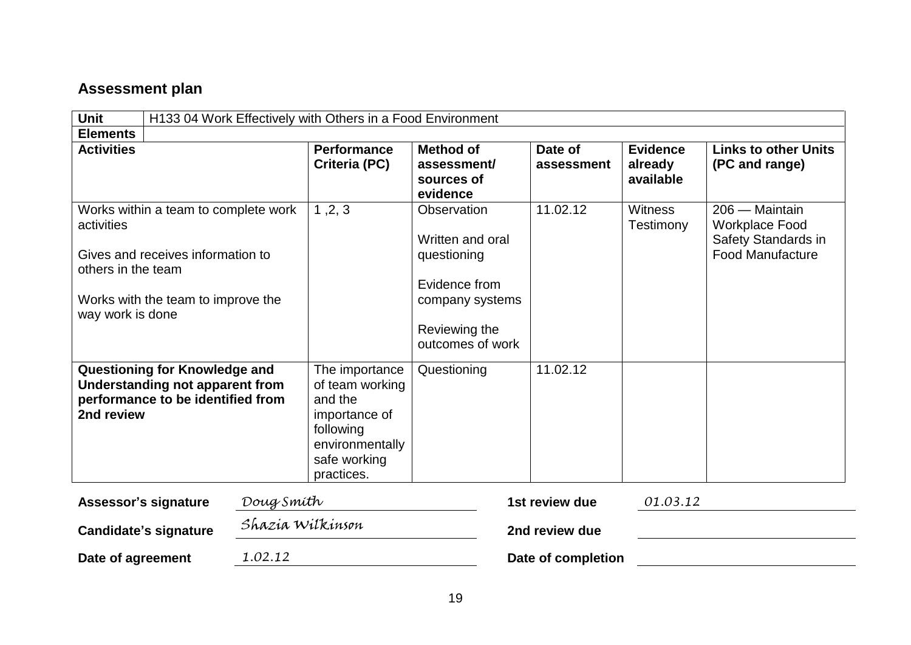## Assessment plan

| Unit | H133 04 Work Effectively with Others in a Food Environment | | | | | |
|---|---|---|---|---|---|---|
| **Elements** | | | | | | |
| **Activities** | | **Performance Criteria (PC)** | **Method of assessment/ sources of evidence** | **Date of assessment** | **Evidence already available** | **Links to other Units (PC and range)** |
| Works within a team to complete work activities<br><br>Gives and receives information to others in the team<br><br>Works with the team to improve the way work is done | | 1 ,2, 3 | Observation<br><br>Written and oral questioning<br><br>Evidence from company systems<br><br>Reviewing the outcomes of work | 11.02.12 | Witness Testimony | 206 — Maintain Workplace Food Safety Standards in Food Manufacture |
| **Questioning for Knowledge and Understanding not apparent from performance to be identified from 2nd review** | | The importance of team working and the importance of following environmentally safe working practices. | Questioning | 11.02.12 | | |

**Assessor's signature** *Doug Smith*

**Candidate's signature** *Shazia Wilkinson*

**Date of agreement** *1.02.12*

**1st review due** *01.03.12*

**2nd review due**

**Date of completion**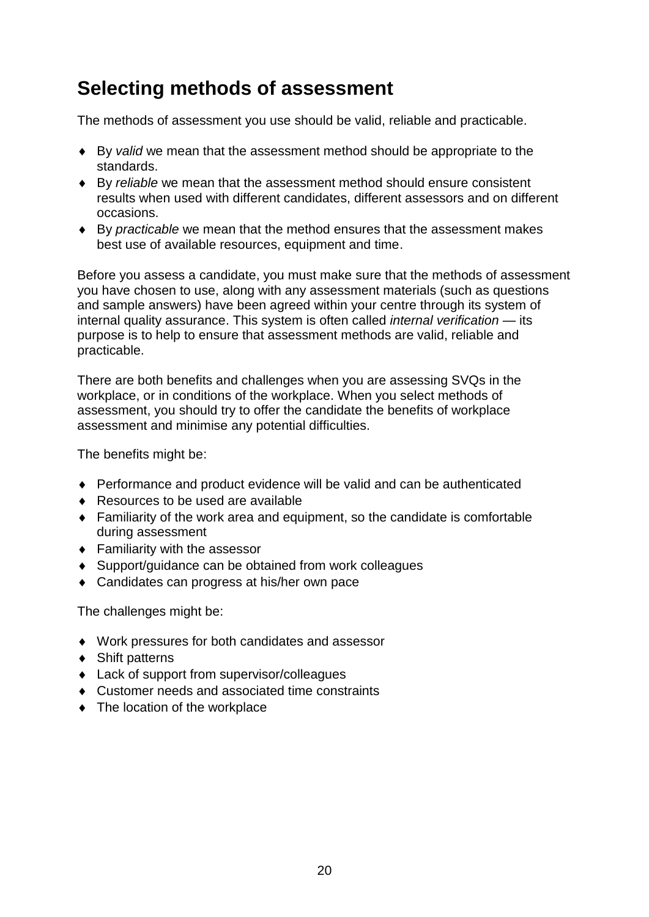# Selecting methods of assessment

The methods of assessment you use should be valid, reliable and practicable.

- By *valid* we mean that the assessment method should be appropriate to the standards.
- By *reliable* we mean that the assessment method should ensure consistent results when used with different candidates, different assessors and on different occasions.
- By *practicable* we mean that the method ensures that the assessment makes best use of available resources, equipment and time.

Before you assess a candidate, you must make sure that the methods of assessment you have chosen to use, along with any assessment materials (such as questions and sample answers) have been agreed within your centre through its system of internal quality assurance. This system is often called *internal verification* — its purpose is to help to ensure that assessment methods are valid, reliable and practicable.

There are both benefits and challenges when you are assessing SVQs in the workplace, or in conditions of the workplace. When you select methods of assessment, you should try to offer the candidate the benefits of workplace assessment and minimise any potential difficulties.

The benefits might be:

- Performance and product evidence will be valid and can be authenticated
- Resources to be used are available
- Familiarity of the work area and equipment, so the candidate is comfortable during assessment
- Familiarity with the assessor
- Support/guidance can be obtained from work colleagues
- Candidates can progress at his/her own pace

The challenges might be:

- Work pressures for both candidates and assessor
- Shift patterns
- Lack of support from supervisor/colleagues
- Customer needs and associated time constraints
- The location of the workplace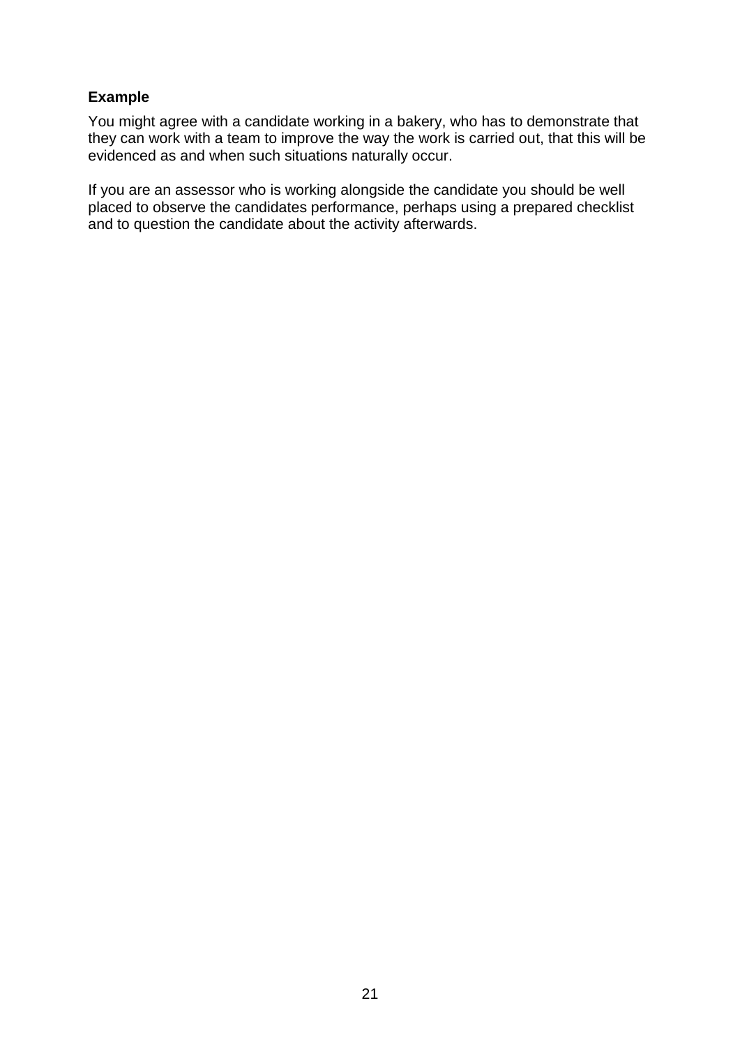**Example**

You might agree with a candidate working in a bakery, who has to demonstrate that they can work with a team to improve the way the work is carried out, that this will be evidenced as and when such situations naturally occur.

If you are an assessor who is working alongside the candidate you should be well placed to observe the candidates performance, perhaps using a prepared checklist and to question the candidate about the activity afterwards.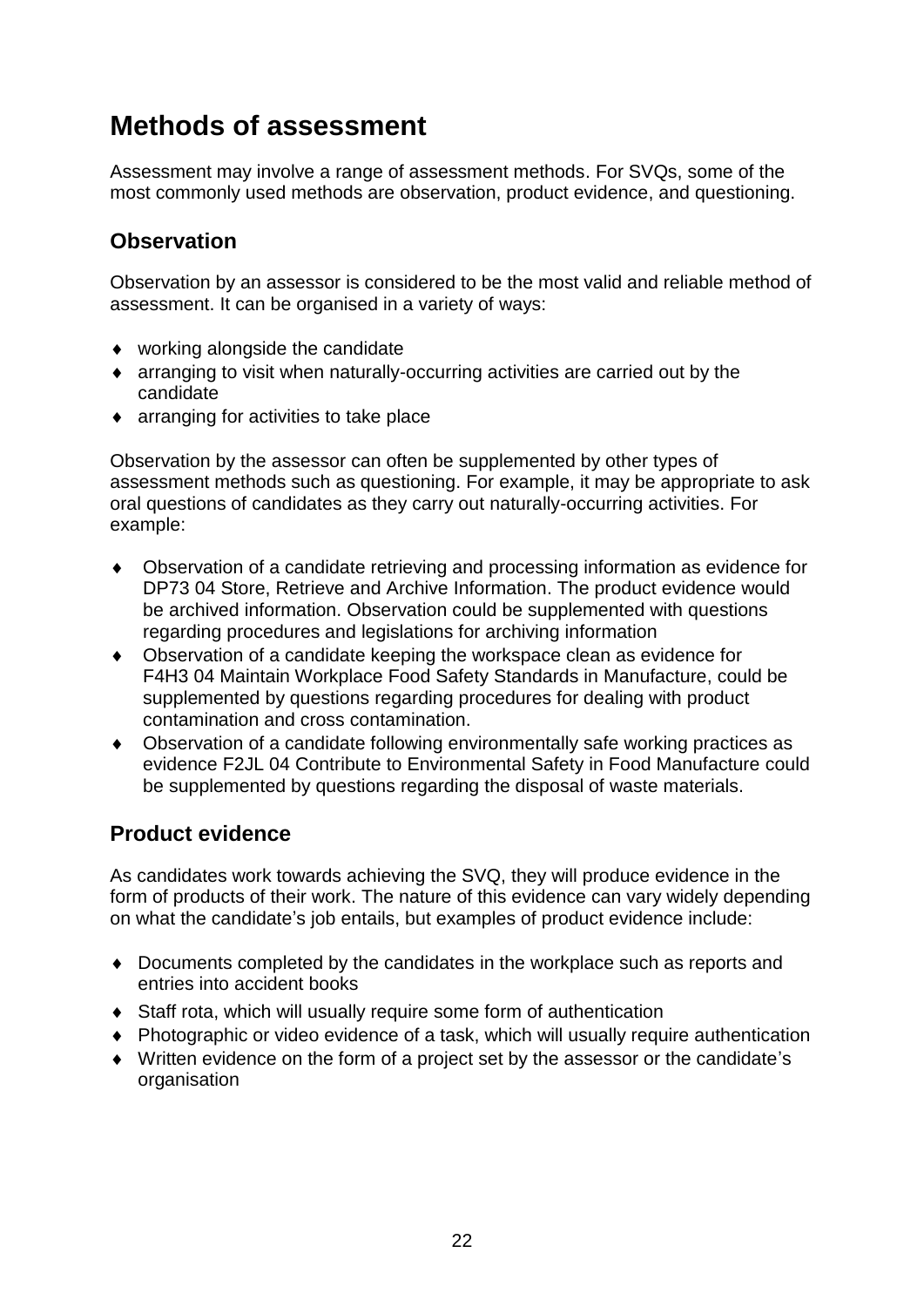# Methods of assessment

Assessment may involve a range of assessment methods. For SVQs, some of the most commonly used methods are observation, product evidence, and questioning.

## Observation

Observation by an assessor is considered to be the most valid and reliable method of assessment. It can be organised in a variety of ways:

- working alongside the candidate
- arranging to visit when naturally-occurring activities are carried out by the candidate
- arranging for activities to take place

Observation by the assessor can often be supplemented by other types of assessment methods such as questioning. For example, it may be appropriate to ask oral questions of candidates as they carry out naturally-occurring activities. For example:

- Observation of a candidate retrieving and processing information as evidence for DP73 04 Store, Retrieve and Archive Information. The product evidence would be archived information. Observation could be supplemented with questions regarding procedures and legislations for archiving information
- Observation of a candidate keeping the workspace clean as evidence for F4H3 04 Maintain Workplace Food Safety Standards in Manufacture, could be supplemented by questions regarding procedures for dealing with product contamination and cross contamination.
- Observation of a candidate following environmentally safe working practices as evidence F2JL 04 Contribute to Environmental Safety in Food Manufacture could be supplemented by questions regarding the disposal of waste materials.

## Product evidence

As candidates work towards achieving the SVQ, they will produce evidence in the form of products of their work. The nature of this evidence can vary widely depending on what the candidate's job entails, but examples of product evidence include:

- Documents completed by the candidates in the workplace such as reports and entries into accident books
- Staff rota, which will usually require some form of authentication
- Photographic or video evidence of a task, which will usually require authentication
- Written evidence on the form of a project set by the assessor or the candidate's organisation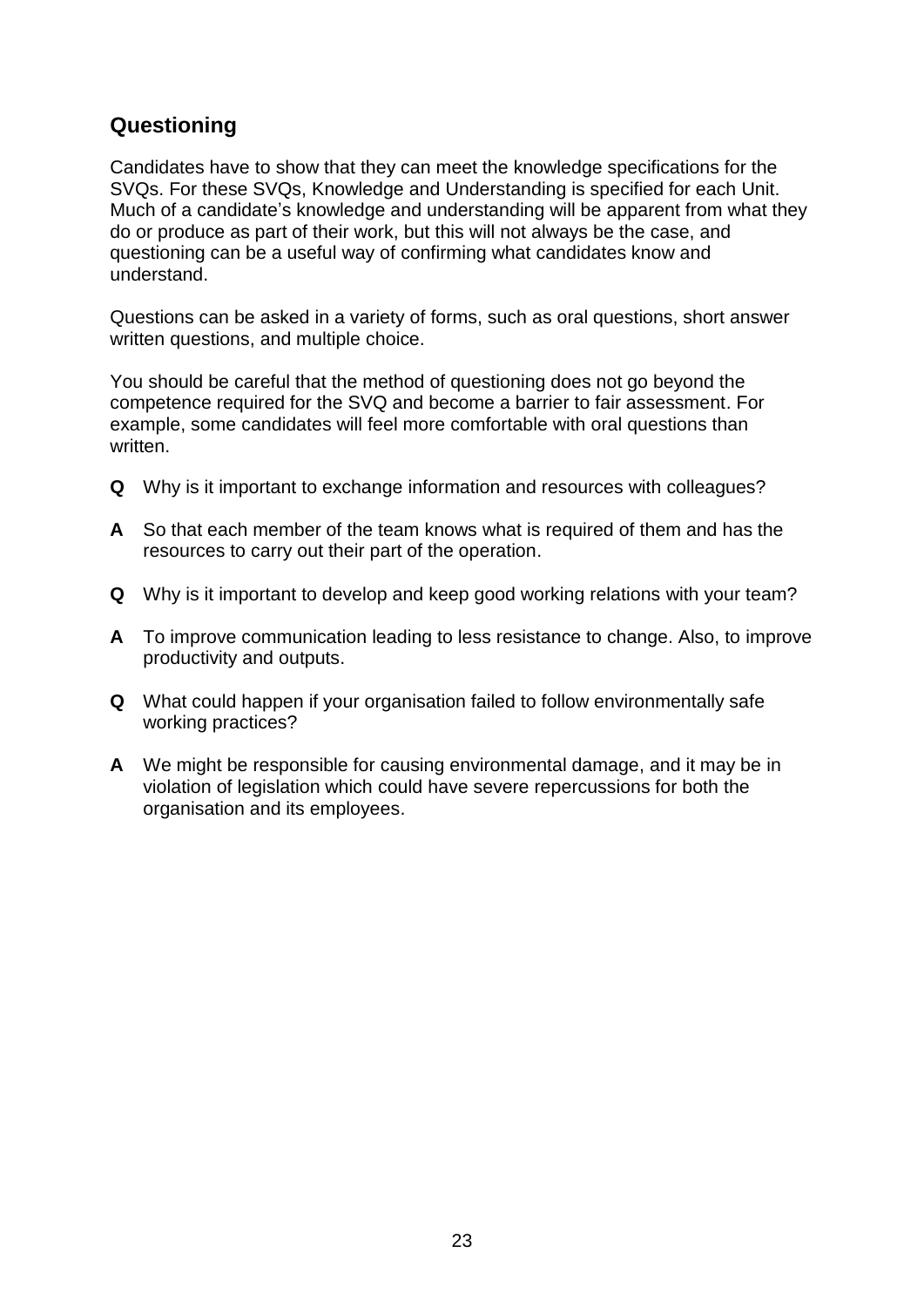## Questioning

Candidates have to show that they can meet the knowledge specifications for the SVQs. For these SVQs, Knowledge and Understanding is specified for each Unit. Much of a candidate's knowledge and understanding will be apparent from what they do or produce as part of their work, but this will not always be the case, and questioning can be a useful way of confirming what candidates know and understand.

Questions can be asked in a variety of forms, such as oral questions, short answer written questions, and multiple choice.

You should be careful that the method of questioning does not go beyond the competence required for the SVQ and become a barrier to fair assessment. For example, some candidates will feel more comfortable with oral questions than written.

**Q** Why is it important to exchange information and resources with colleagues?

**A** So that each member of the team knows what is required of them and has the resources to carry out their part of the operation.

**Q** Why is it important to develop and keep good working relations with your team?

**A** To improve communication leading to less resistance to change. Also, to improve productivity and outputs.

**Q** What could happen if your organisation failed to follow environmentally safe working practices?

**A** We might be responsible for causing environmental damage, and it may be in violation of legislation which could have severe repercussions for both the organisation and its employees.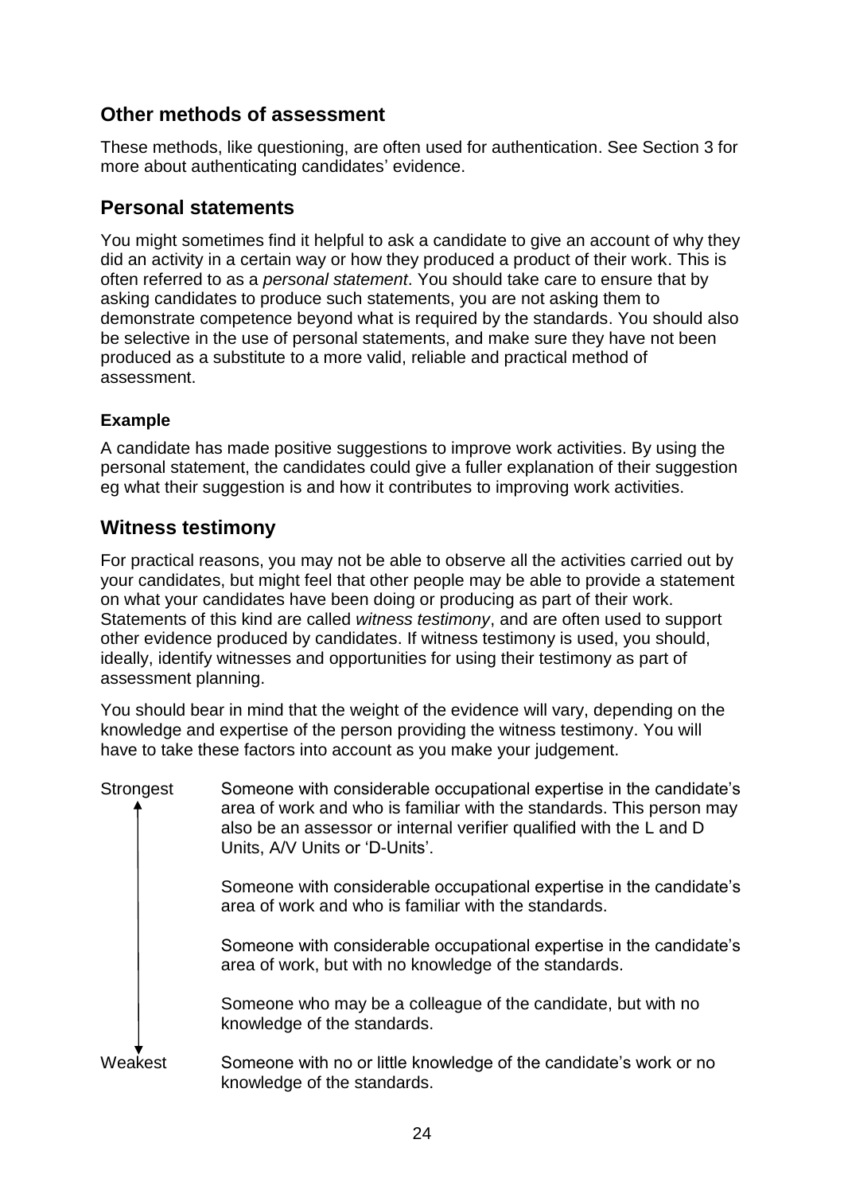## Other methods of assessment

These methods, like questioning, are often used for authentication. See Section 3 for more about authenticating candidates' evidence.

## Personal statements

You might sometimes find it helpful to ask a candidate to give an account of why they did an activity in a certain way or how they produced a product of their work. This is often referred to as a *personal statement*. You should take care to ensure that by asking candidates to produce such statements, you are not asking them to demonstrate competence beyond what is required by the standards. You should also be selective in the use of personal statements, and make sure they have not been produced as a substitute to a more valid, reliable and practical method of assessment.

### Example

A candidate has made positive suggestions to improve work activities. By using the personal statement, the candidates could give a fuller explanation of their suggestion eg what their suggestion is and how it contributes to improving work activities.

## Witness testimony

For practical reasons, you may not be able to observe all the activities carried out by your candidates, but might feel that other people may be able to provide a statement on what your candidates have been doing or producing as part of their work. Statements of this kind are called *witness testimony*, and are often used to support other evidence produced by candidates. If witness testimony is used, you should, ideally, identify witnesses and opportunities for using their testimony as part of assessment planning.

You should bear in mind that the weight of the evidence will vary, depending on the knowledge and expertise of the person providing the witness testimony. You will have to take these factors into account as you make your judgement.

| | |
|---|---|
| Strongest | Someone with considerable occupational expertise in the candidate's area of work and who is familiar with the standards. This person may also be an assessor or internal verifier qualified with the L and D Units, A/V Units or 'D-Units'. |
| | Someone with considerable occupational expertise in the candidate's area of work and who is familiar with the standards. |
| | Someone with considerable occupational expertise in the candidate's area of work, but with no knowledge of the standards. |
| | Someone who may be a colleague of the candidate, but with no knowledge of the standards. |
| Weakest | Someone with no or little knowledge of the candidate's work or no knowledge of the standards. |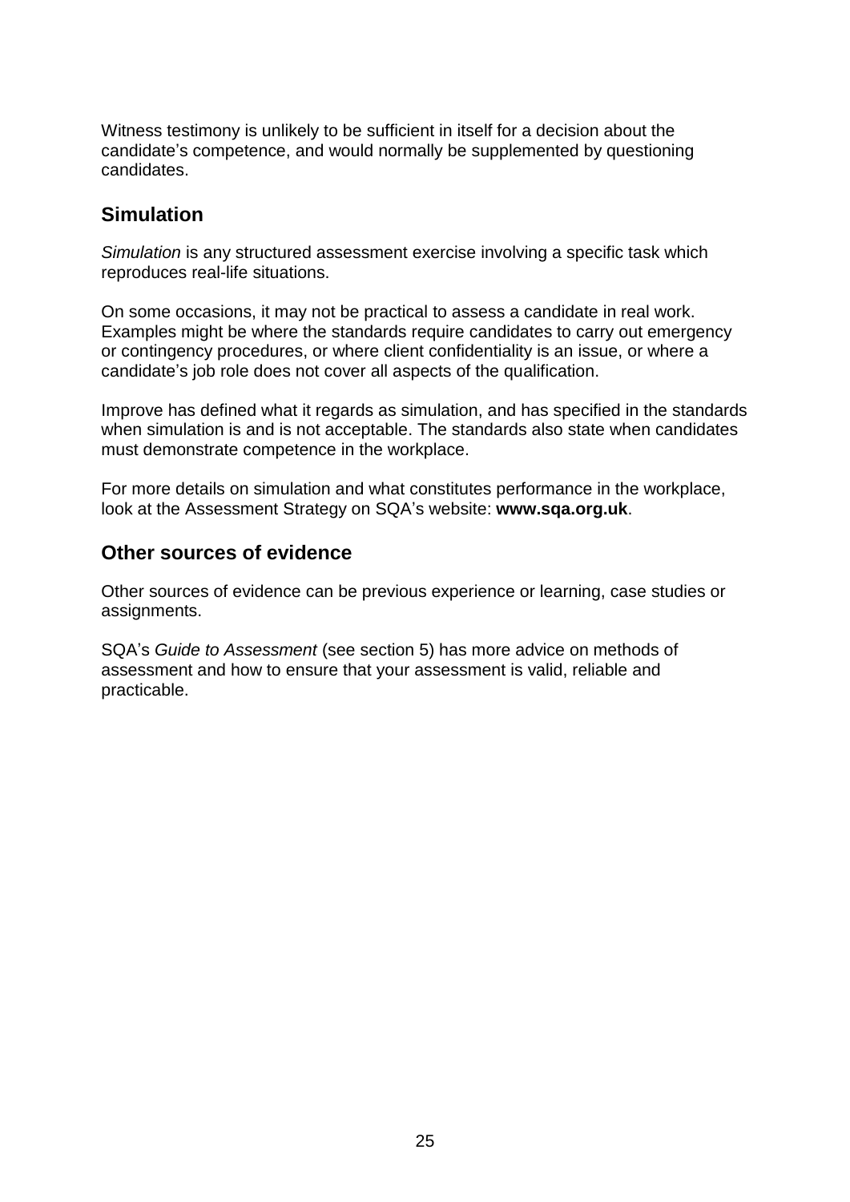Witness testimony is unlikely to be sufficient in itself for a decision about the candidate's competence, and would normally be supplemented by questioning candidates.

## Simulation

*Simulation* is any structured assessment exercise involving a specific task which reproduces real-life situations.

On some occasions, it may not be practical to assess a candidate in real work. Examples might be where the standards require candidates to carry out emergency or contingency procedures, or where client confidentiality is an issue, or where a candidate's job role does not cover all aspects of the qualification.

Improve has defined what it regards as simulation, and has specified in the standards when simulation is and is not acceptable. The standards also state when candidates must demonstrate competence in the workplace.

For more details on simulation and what constitutes performance in the workplace, look at the Assessment Strategy on SQA's website: **www.sqa.org.uk**.

## Other sources of evidence

Other sources of evidence can be previous experience or learning, case studies or assignments.

SQA's *Guide to Assessment* (see section 5) has more advice on methods of assessment and how to ensure that your assessment is valid, reliable and practicable.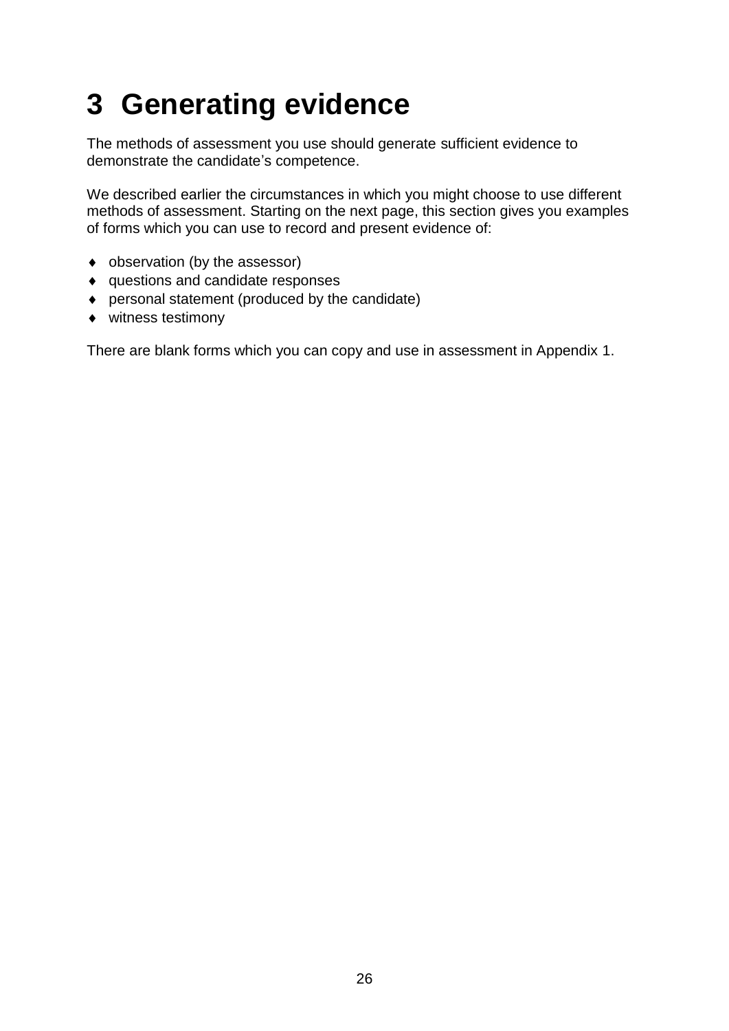# 3 Generating evidence

The methods of assessment you use should generate sufficient evidence to demonstrate the candidate's competence.

We described earlier the circumstances in which you might choose to use different methods of assessment. Starting on the next page, this section gives you examples of forms which you can use to record and present evidence of:

- observation (by the assessor)
- questions and candidate responses
- personal statement (produced by the candidate)
- witness testimony

There are blank forms which you can copy and use in assessment in Appendix 1.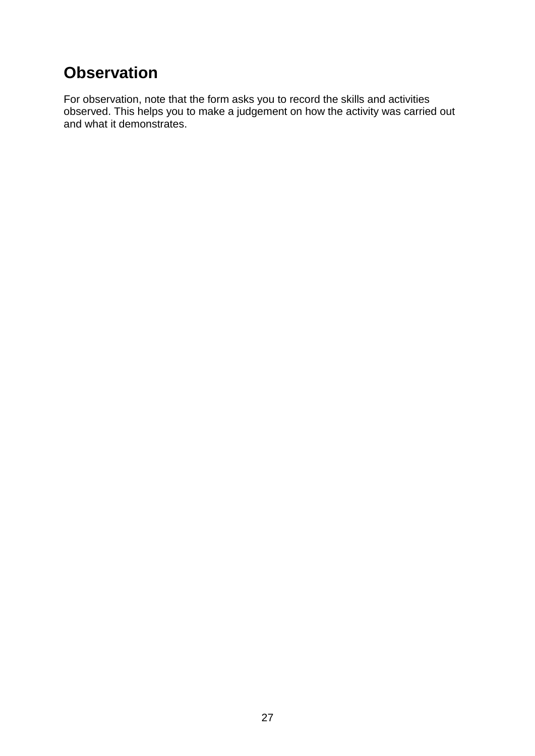## Observation

For observation, note that the form asks you to record the skills and activities observed. This helps you to make a judgement on how the activity was carried out and what it demonstrates.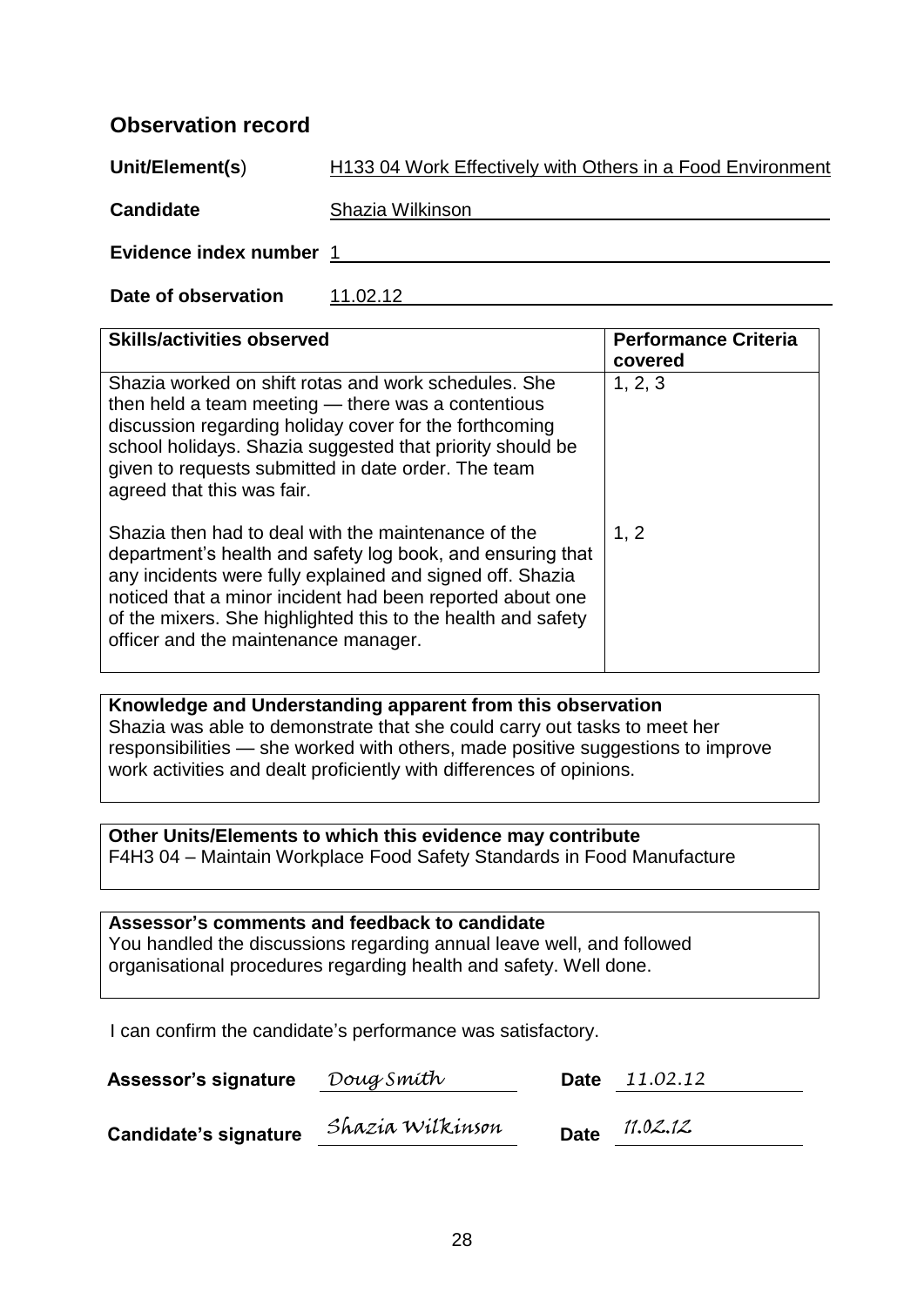## Observation record

**Unit/Element(s)** H133 04 Work Effectively with Others in a Food Environment

**Candidate** Shazia Wilkinson

**Evidence index number** 1

**Date of observation** 11.02.12

| Skills/activities observed | Performance Criteria covered |
|---|---|
| Shazia worked on shift rotas and work schedules. She then held a team meeting — there was a contentious discussion regarding holiday cover for the forthcoming school holidays. Shazia suggested that priority should be given to requests submitted in date order. The team agreed that this was fair. | 1, 2, 3 |
| Shazia then had to deal with the maintenance of the department's health and safety log book, and ensuring that any incidents were fully explained and signed off. Shazia noticed that a minor incident had been reported about one of the mixers. She highlighted this to the health and safety officer and the maintenance manager. | 1, 2 |

**Knowledge and Understanding apparent from this observation**
Shazia was able to demonstrate that she could carry out tasks to meet her responsibilities — she worked with others, made positive suggestions to improve work activities and dealt proficiently with differences of opinions.

**Other Units/Elements to which this evidence may contribute**
F4H3 04 – Maintain Workplace Food Safety Standards in Food Manufacture

**Assessor's comments and feedback to candidate**
You handled the discussions regarding annual leave well, and followed organisational procedures regarding health and safety. Well done.

I can confirm the candidate's performance was satisfactory.

**Assessor's signature** *Doug Smith* **Date** *11.02.12*

**Candidate's signature** *Shazia Wilkinson* **Date** *11.02.12*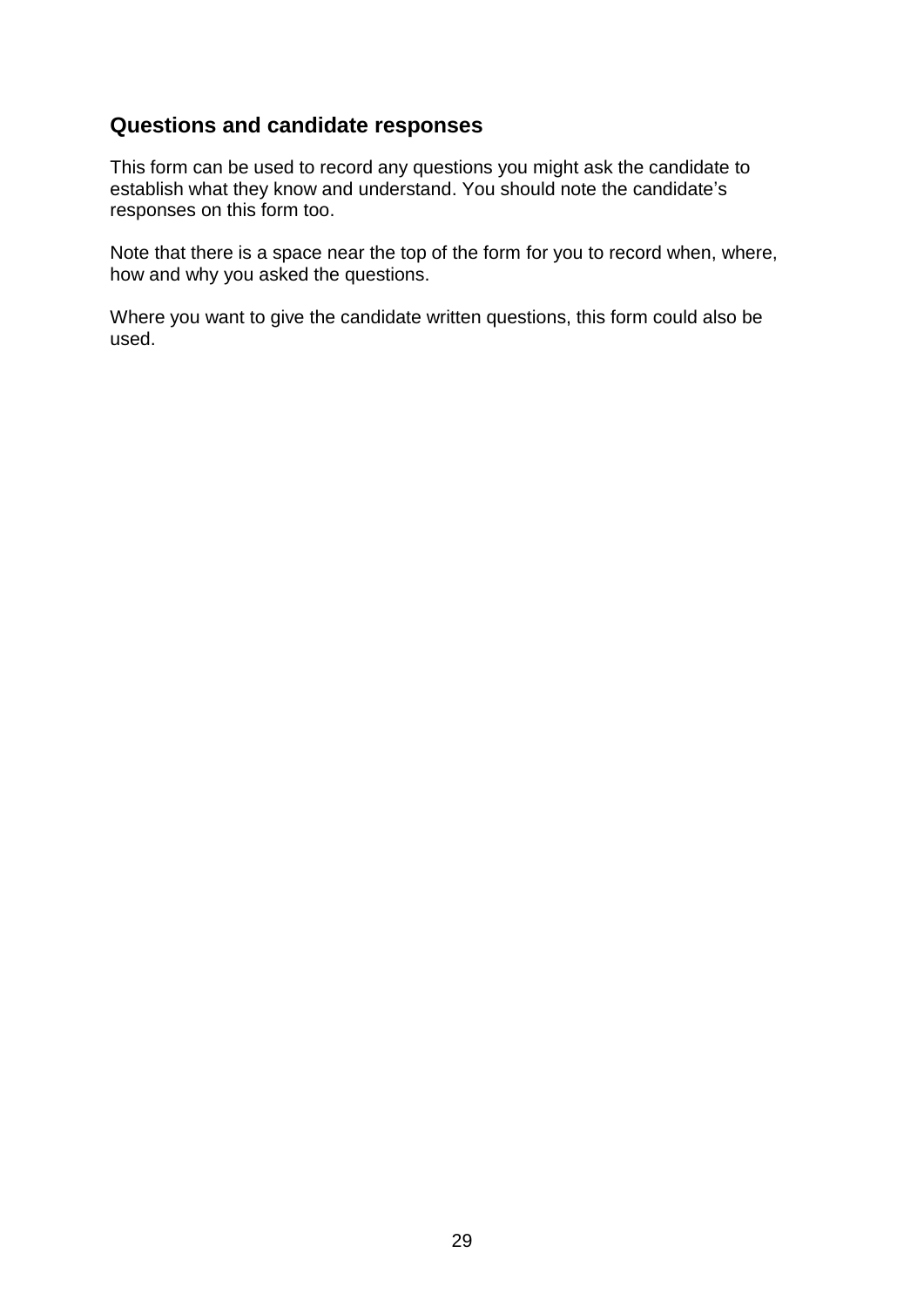## Questions and candidate responses

This form can be used to record any questions you might ask the candidate to establish what they know and understand. You should note the candidate's responses on this form too.

Note that there is a space near the top of the form for you to record when, where, how and why you asked the questions.

Where you want to give the candidate written questions, this form could also be used.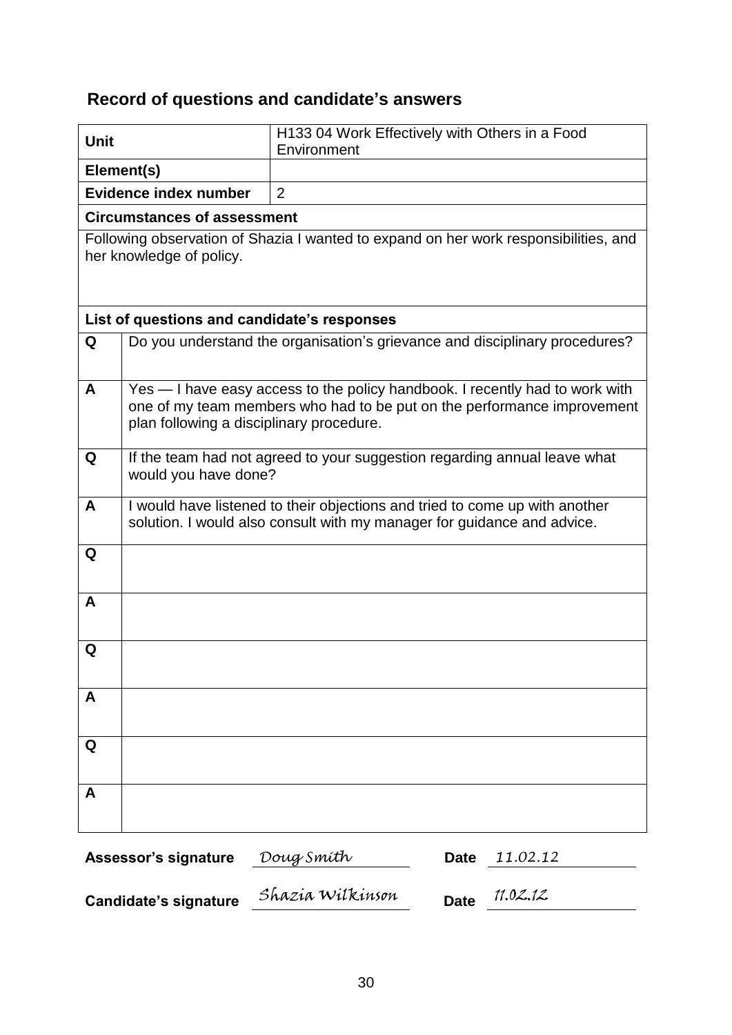## Record of questions and candidate's answers

| **Unit** | H133 04 Work Effectively with Others in a Food Environment |
|---|---|
| **Element(s)** | |
| **Evidence index number** | 2 |

**Circumstances of assessment**

Following observation of Shazia I wanted to expand on her work responsibilities, and her knowledge of policy.

**List of questions and candidate's responses**

| | |
|---|---|
| **Q** | Do you understand the organisation's grievance and disciplinary procedures? |
| **A** | Yes — I have easy access to the policy handbook. I recently had to work with one of my team members who had to be put on the performance improvement plan following a disciplinary procedure. |
| **Q** | If the team had not agreed to your suggestion regarding annual leave what would you have done? |
| **A** | I would have listened to their objections and tried to come up with another solution. I would also consult with my manager for guidance and advice. |
| **Q** | |
| **A** | |
| **Q** | |
| **A** | |
| **Q** | |
| **A** | |

**Assessor's signature** *Doug Smith* **Date** *11.02.12*

**Candidate's signature** *Shazia Wilkinson* **Date** *11.02.12*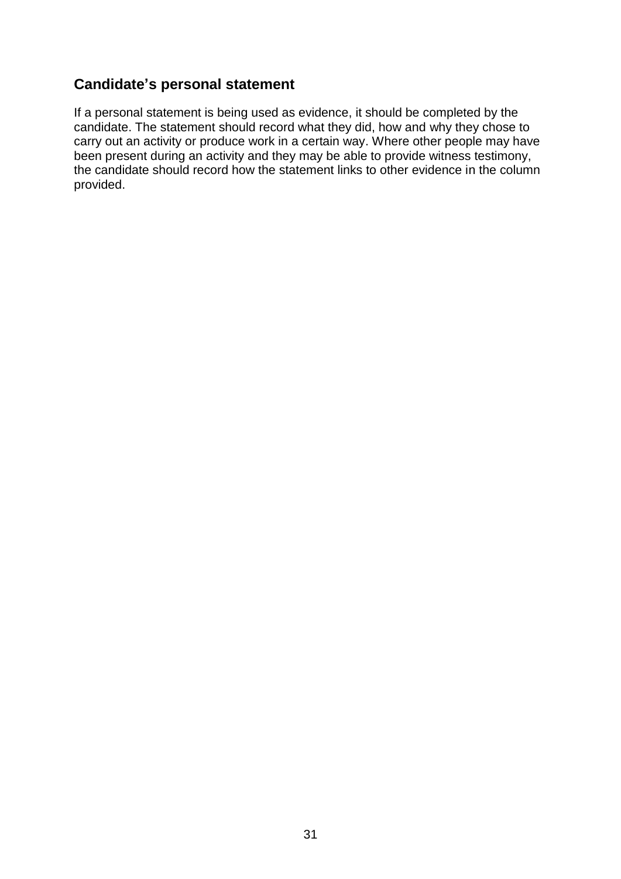## Candidate's personal statement

If a personal statement is being used as evidence, it should be completed by the candidate. The statement should record what they did, how and why they chose to carry out an activity or produce work in a certain way. Where other people may have been present during an activity and they may be able to provide witness testimony, the candidate should record how the statement links to other evidence in the column provided.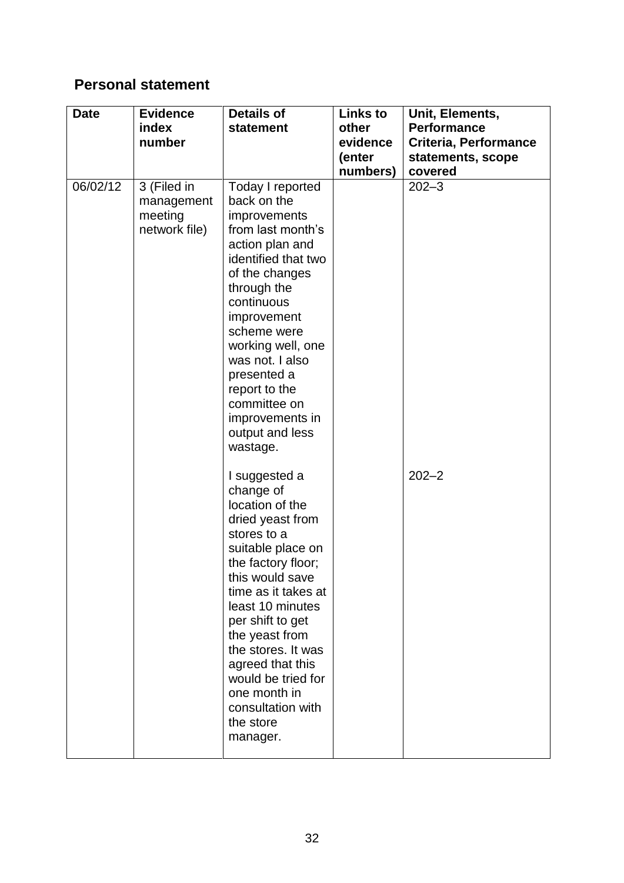## Personal statement

| Date | Evidence index number | Details of statement | Links to other evidence (enter numbers) | Unit, Elements, Performance Criteria, Performance statements, scope covered |
|---|---|---|---|---|
| 06/02/12 | 3 (Filed in management meeting network file) | Today I reported back on the improvements from last month's action plan and identified that two of the changes through the continuous improvement scheme were working well, one was not. I also presented a report to the committee on improvements in output and less wastage. | | 202–3 |
| | | I suggested a change of location of the dried yeast from stores to a suitable place on the factory floor; this would save time as it takes at least 10 minutes per shift to get the yeast from the stores. It was agreed that this would be tried for one month in consultation with the store manager. | | 202–2 |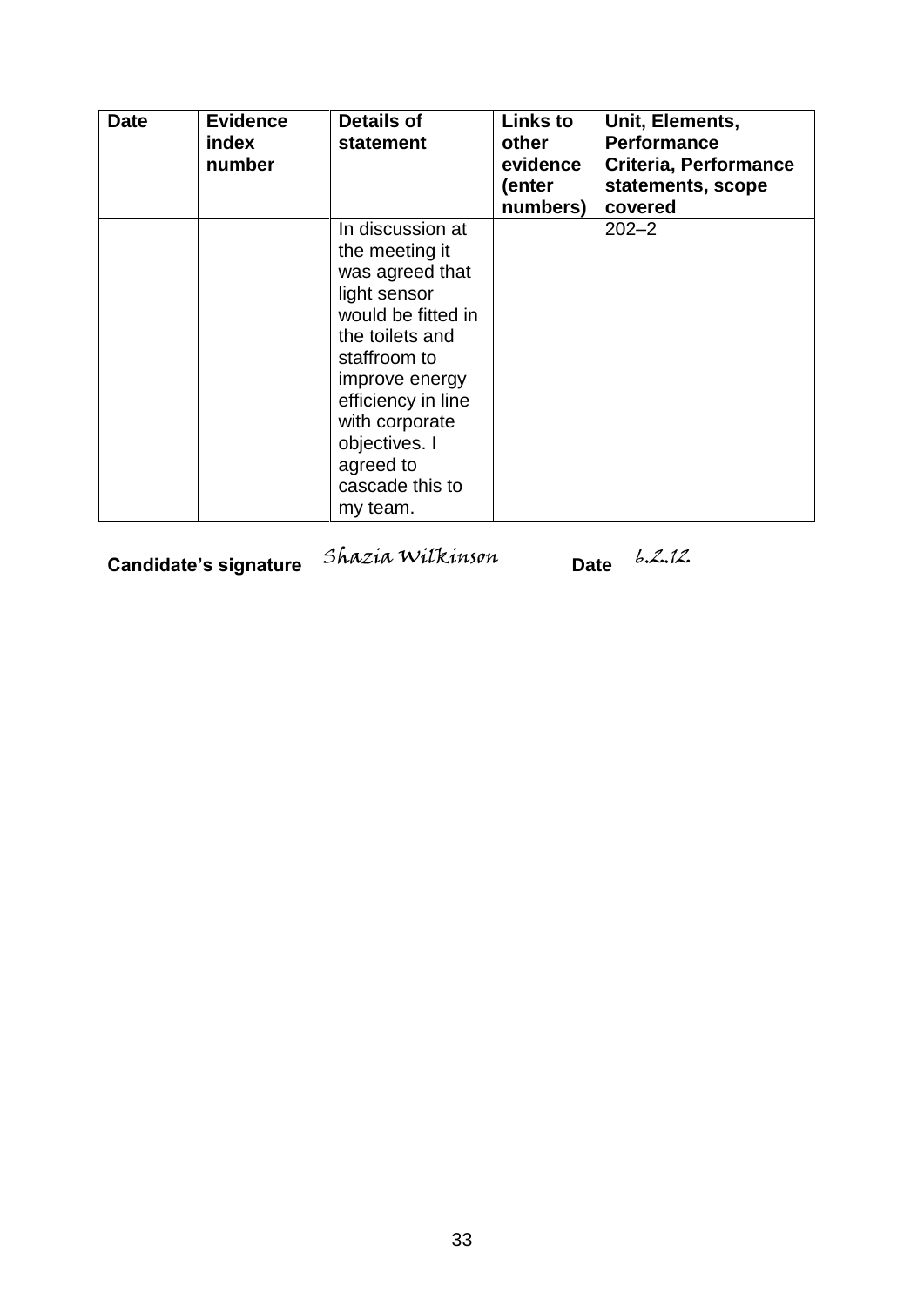| Date | Evidence index number | Details of statement | Links to other evidence (enter numbers) | Unit, Elements, Performance Criteria, Performance statements, scope covered |
|---|---|---|---|---|
| | | In discussion at the meeting it was agreed that light sensor would be fitted in the toilets and staffroom to improve energy efficiency in line with corporate objectives. I agreed to cascade this to my team. | | 202–2 |

**Candidate's signature** *Shazia Wilkinson* **Date** *6.2.12*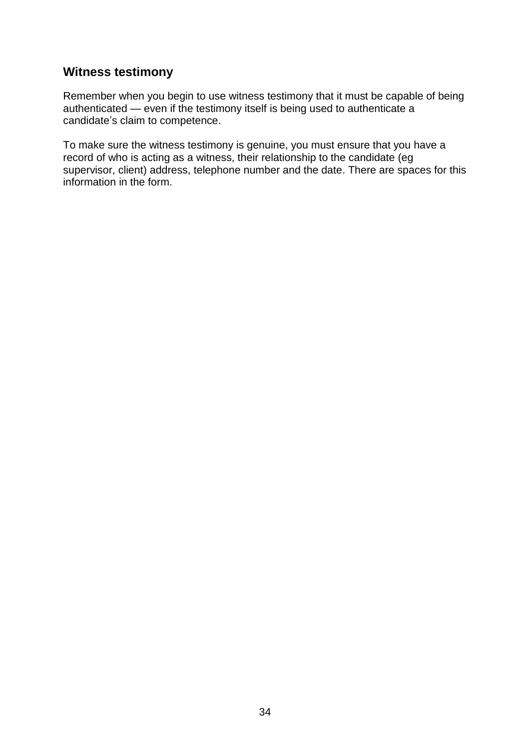## Witness testimony

Remember when you begin to use witness testimony that it must be capable of being authenticated — even if the testimony itself is being used to authenticate a candidate's claim to competence.

To make sure the witness testimony is genuine, you must ensure that you have a record of who is acting as a witness, their relationship to the candidate (eg supervisor, client) address, telephone number and the date. There are spaces for this information in the form.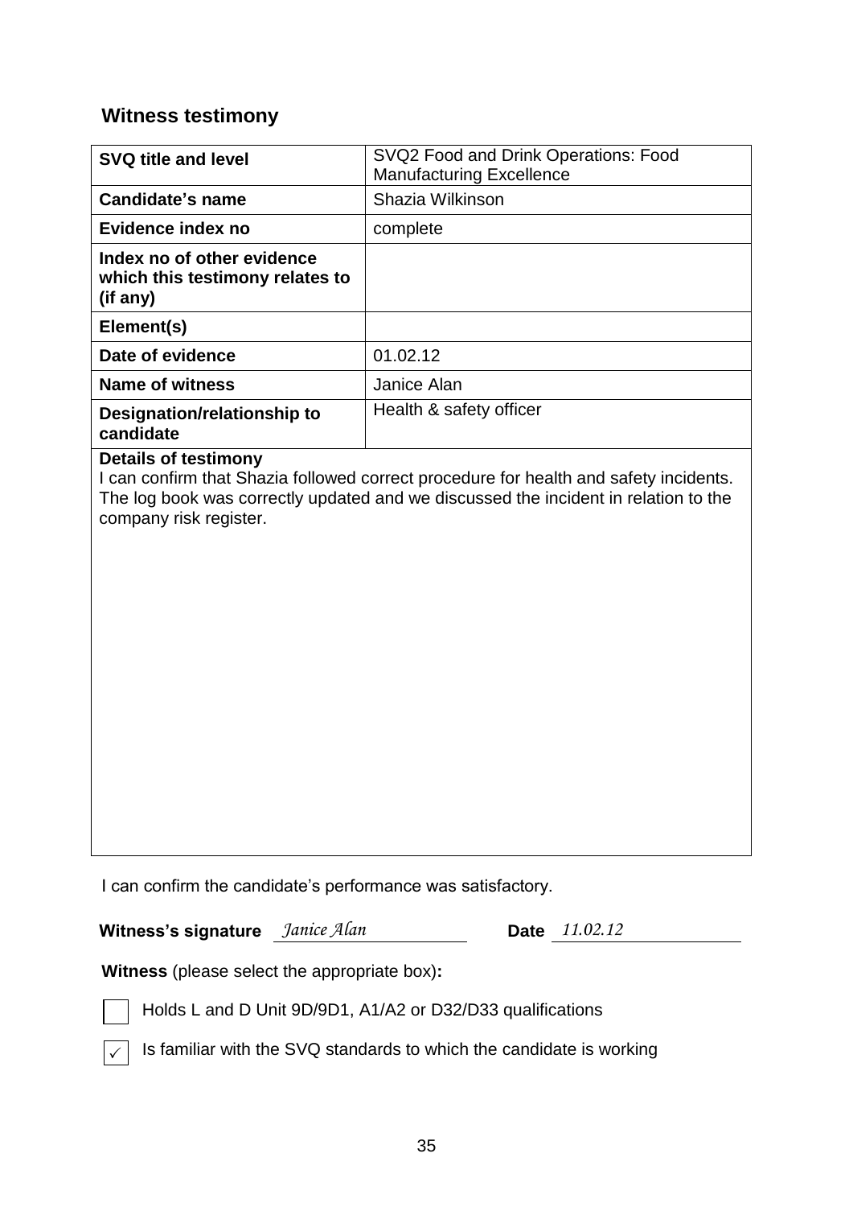## Witness testimony

| | |
|---|---|
| **SVQ title and level** | SVQ2 Food and Drink Operations: Food Manufacturing Excellence |
| **Candidate's name** | Shazia Wilkinson |
| **Evidence index no** | complete |
| **Index no of other evidence which this testimony relates to (if any)** | |
| **Element(s)** | |
| **Date of evidence** | 01.02.12 |
| **Name of witness** | Janice Alan |
| **Designation/relationship to candidate** | Health & safety officer |

**Details of testimony**

I can confirm that Shazia followed correct procedure for health and safety incidents. The log book was correctly updated and we discussed the incident in relation to the company risk register.

I can confirm the candidate's performance was satisfactory.

**Witness's signature** *Janice Alan* **Date** *11.02.12*

**Witness** (please select the appropriate box)**:**

☐ Holds L and D Unit 9D/9D1, A1/A2 or D32/D33 qualifications

☑ Is familiar with the SVQ standards to which the candidate is working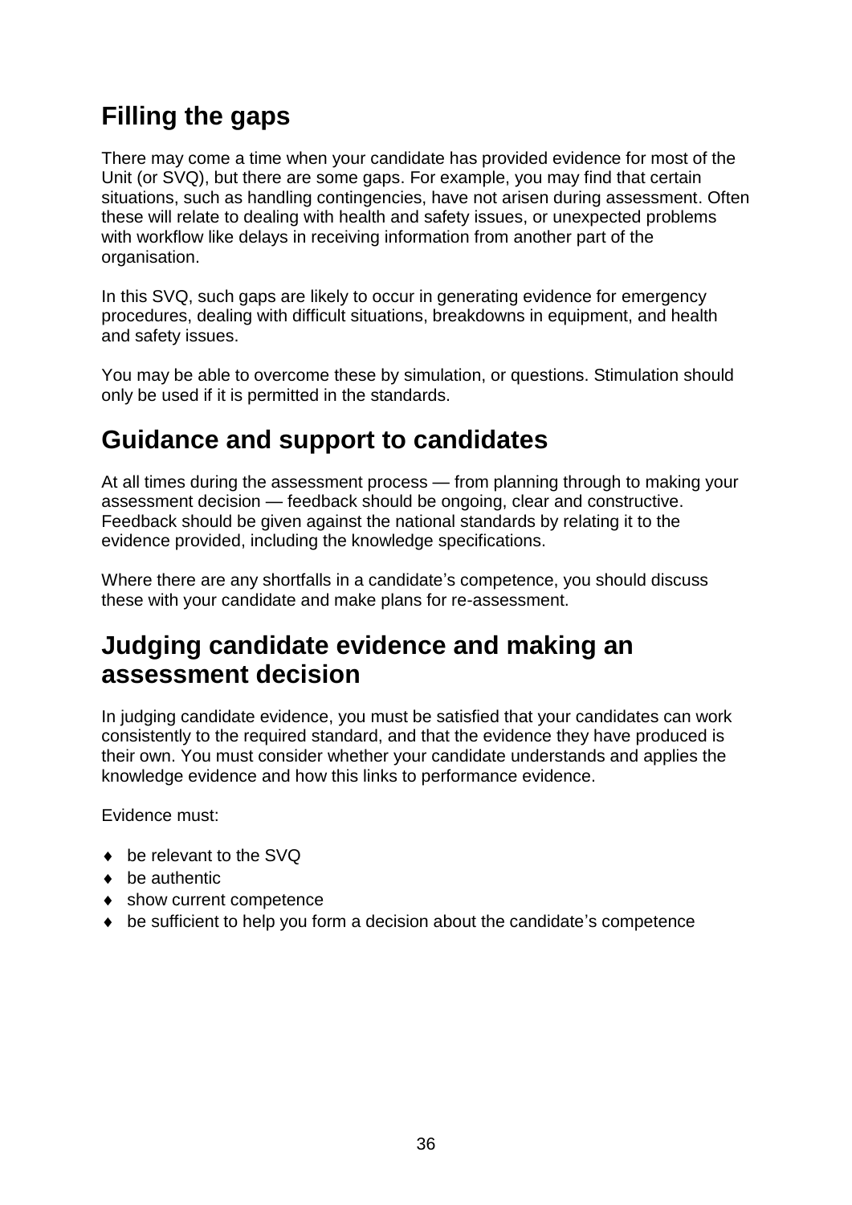## Filling the gaps

There may come a time when your candidate has provided evidence for most of the Unit (or SVQ), but there are some gaps. For example, you may find that certain situations, such as handling contingencies, have not arisen during assessment. Often these will relate to dealing with health and safety issues, or unexpected problems with workflow like delays in receiving information from another part of the organisation.

In this SVQ, such gaps are likely to occur in generating evidence for emergency procedures, dealing with difficult situations, breakdowns in equipment, and health and safety issues.

You may be able to overcome these by simulation, or questions. Stimulation should only be used if it is permitted in the standards.

## Guidance and support to candidates

At all times during the assessment process — from planning through to making your assessment decision — feedback should be ongoing, clear and constructive. Feedback should be given against the national standards by relating it to the evidence provided, including the knowledge specifications.

Where there are any shortfalls in a candidate's competence, you should discuss these with your candidate and make plans for re-assessment.

## Judging candidate evidence and making an assessment decision

In judging candidate evidence, you must be satisfied that your candidates can work consistently to the required standard, and that the evidence they have produced is their own. You must consider whether your candidate understands and applies the knowledge evidence and how this links to performance evidence.

Evidence must:

- be relevant to the SVQ
- be authentic
- show current competence
- be sufficient to help you form a decision about the candidate's competence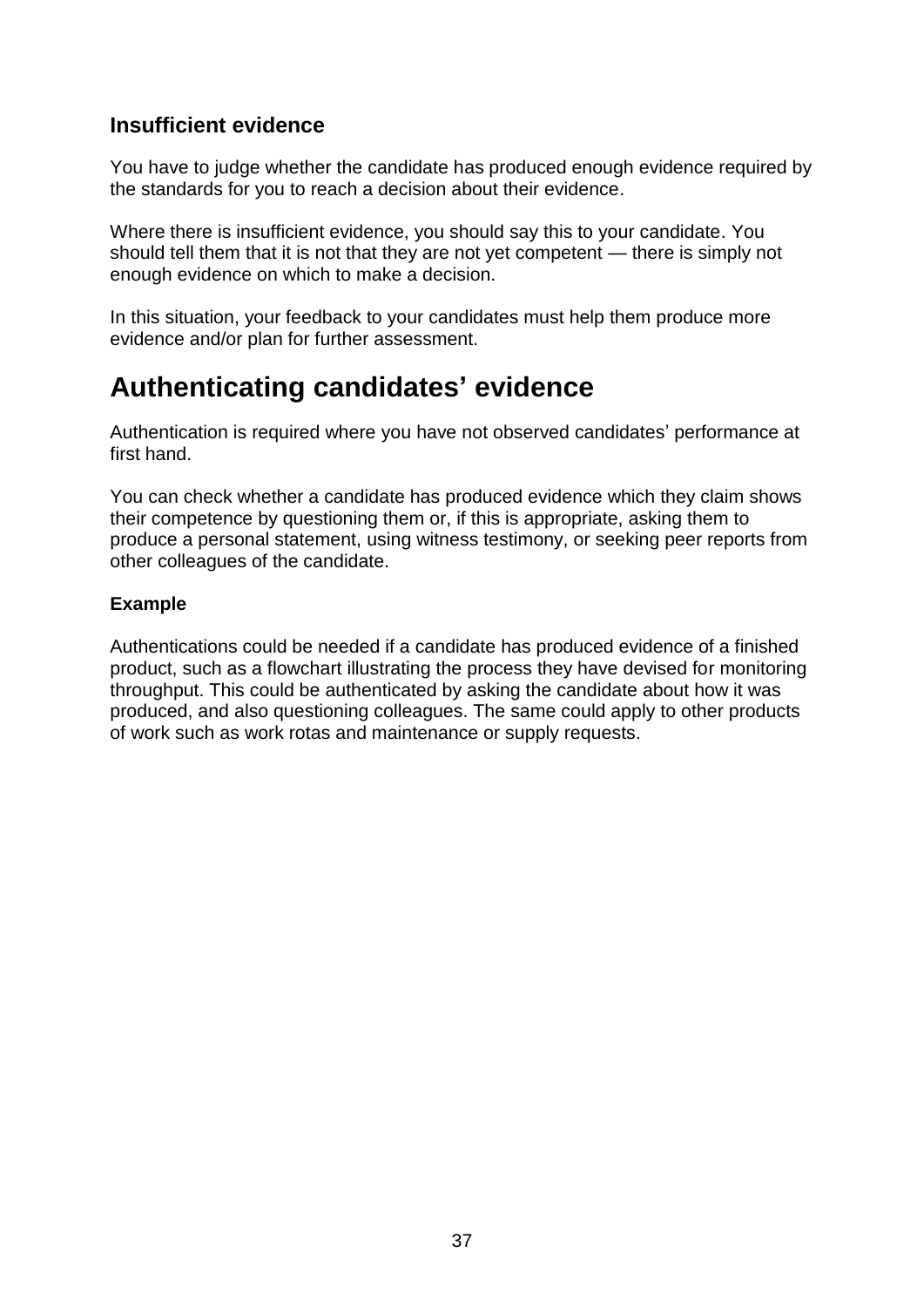### Insufficient evidence

You have to judge whether the candidate has produced enough evidence required by the standards for you to reach a decision about their evidence.

Where there is insufficient evidence, you should say this to your candidate. You should tell them that it is not that they are not yet competent — there is simply not enough evidence on which to make a decision.

In this situation, your feedback to your candidates must help them produce more evidence and/or plan for further assessment.

## Authenticating candidates' evidence

Authentication is required where you have not observed candidates' performance at first hand.

You can check whether a candidate has produced evidence which they claim shows their competence by questioning them or, if this is appropriate, asking them to produce a personal statement, using witness testimony, or seeking peer reports from other colleagues of the candidate.

#### Example

Authentications could be needed if a candidate has produced evidence of a finished product, such as a flowchart illustrating the process they have devised for monitoring throughput. This could be authenticated by asking the candidate about how it was produced, and also questioning colleagues. The same could apply to other products of work such as work rotas and maintenance or supply requests.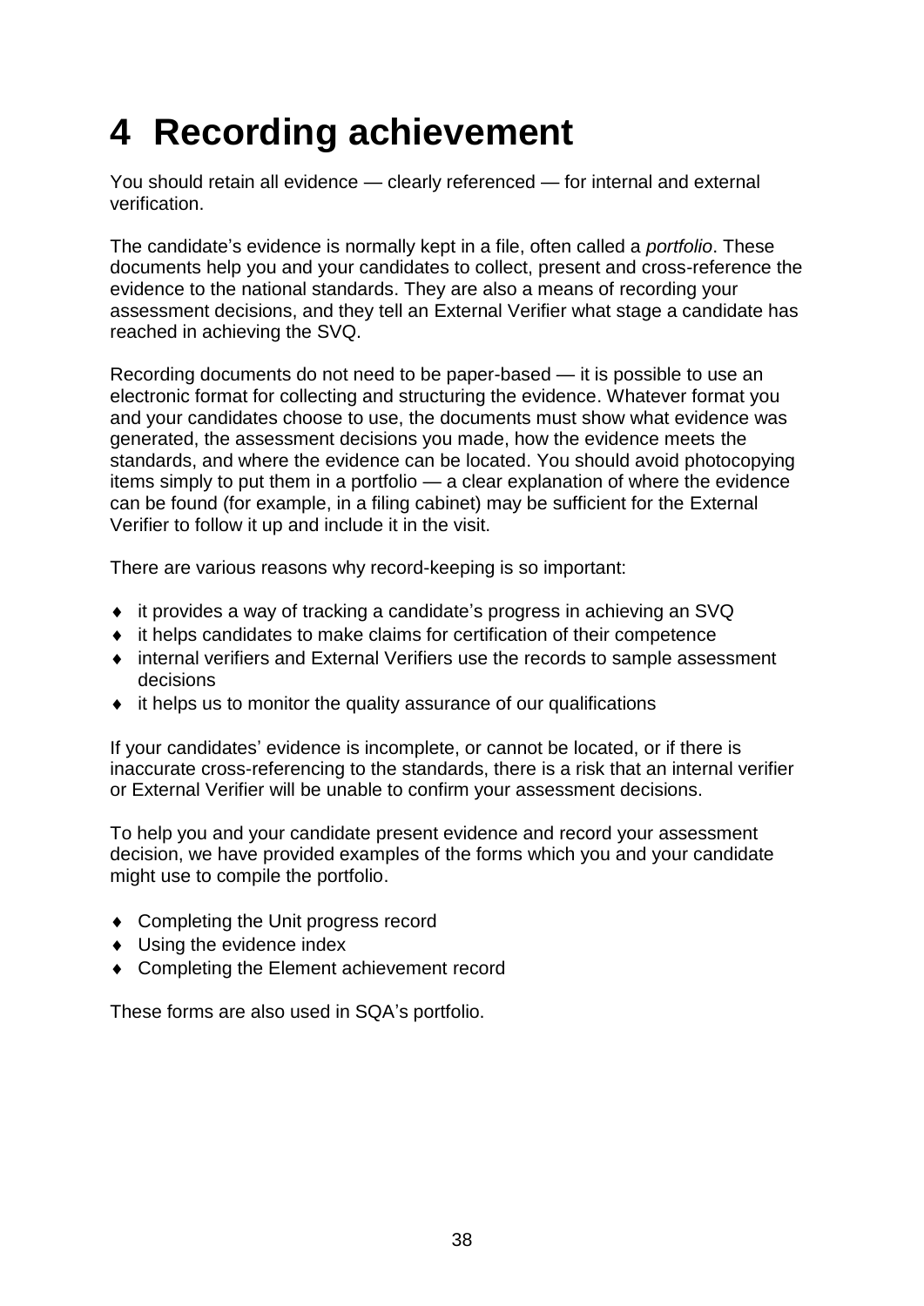# 4 Recording achievement

You should retain all evidence — clearly referenced — for internal and external verification.

The candidate's evidence is normally kept in a file, often called a *portfolio*. These documents help you and your candidates to collect, present and cross-reference the evidence to the national standards. They are also a means of recording your assessment decisions, and they tell an External Verifier what stage a candidate has reached in achieving the SVQ.

Recording documents do not need to be paper-based — it is possible to use an electronic format for collecting and structuring the evidence. Whatever format you and your candidates choose to use, the documents must show what evidence was generated, the assessment decisions you made, how the evidence meets the standards, and where the evidence can be located. You should avoid photocopying items simply to put them in a portfolio — a clear explanation of where the evidence can be found (for example, in a filing cabinet) may be sufficient for the External Verifier to follow it up and include it in the visit.

There are various reasons why record-keeping is so important:

- it provides a way of tracking a candidate's progress in achieving an SVQ
- it helps candidates to make claims for certification of their competence
- internal verifiers and External Verifiers use the records to sample assessment decisions
- it helps us to monitor the quality assurance of our qualifications

If your candidates' evidence is incomplete, or cannot be located, or if there is inaccurate cross-referencing to the standards, there is a risk that an internal verifier or External Verifier will be unable to confirm your assessment decisions.

To help you and your candidate present evidence and record your assessment decision, we have provided examples of the forms which you and your candidate might use to compile the portfolio.

- Completing the Unit progress record
- Using the evidence index
- Completing the Element achievement record

These forms are also used in SQA's portfolio.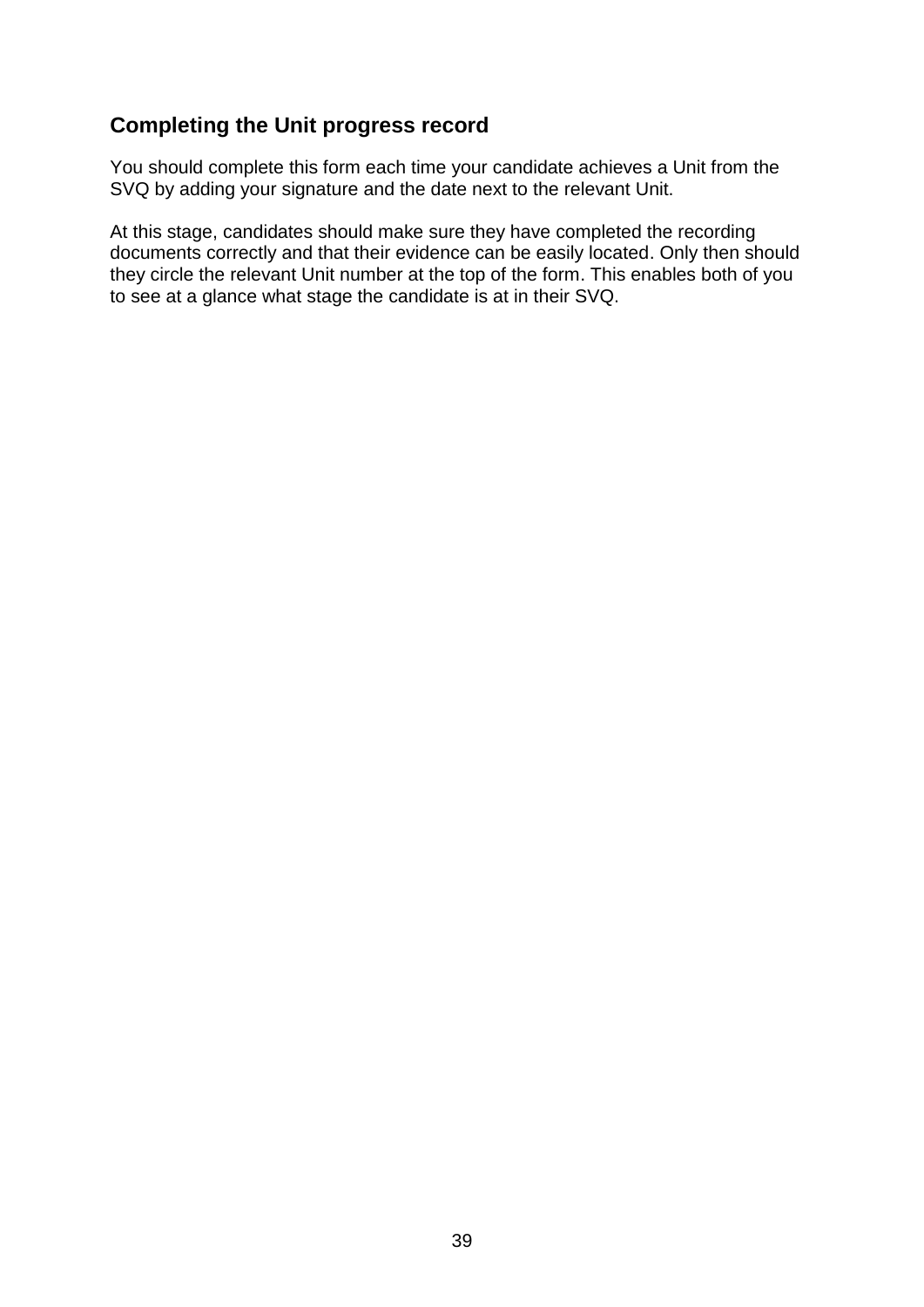## Completing the Unit progress record

You should complete this form each time your candidate achieves a Unit from the SVQ by adding your signature and the date next to the relevant Unit.

At this stage, candidates should make sure they have completed the recording documents correctly and that their evidence can be easily located. Only then should they circle the relevant Unit number at the top of the form. This enables both of you to see at a glance what stage the candidate is at in their SVQ.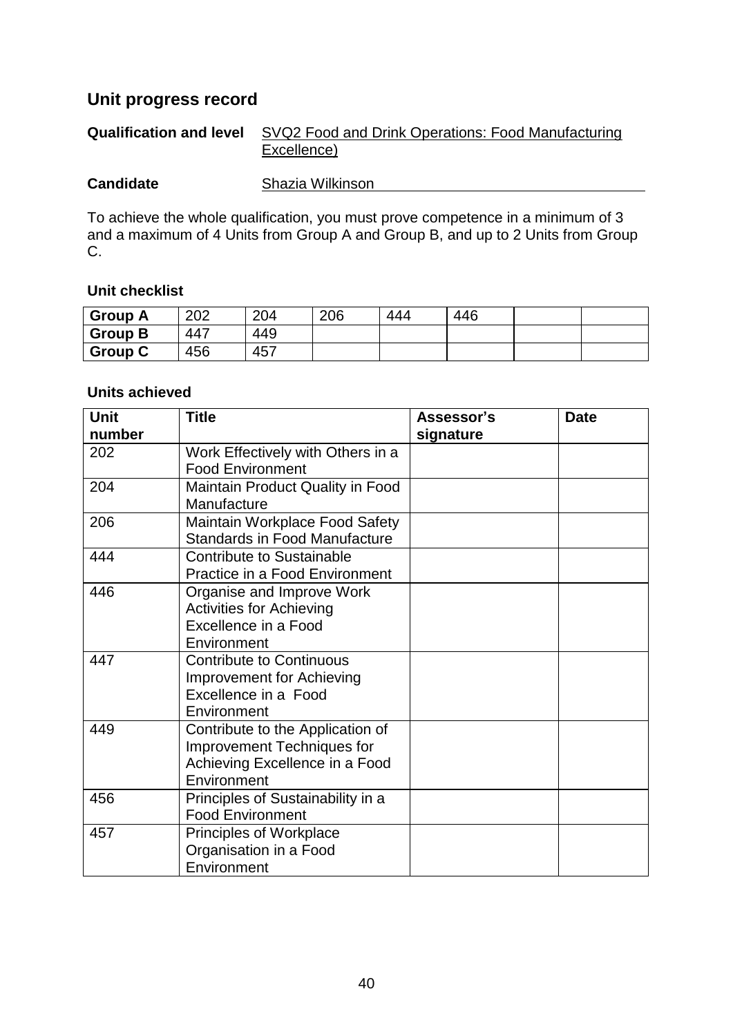## Unit progress record

**Qualification and level** SVQ2 Food and Drink Operations: Food Manufacturing Excellence)

**Candidate** Shazia Wilkinson

To achieve the whole qualification, you must prove competence in a minimum of 3 and a maximum of 4 Units from Group A and Group B, and up to 2 Units from Group C.

### Unit checklist

| **Group A** | 202 | 204 | 206 | 444 | 446 | | |
|---|---|---|---|---|---|---|---|
| **Group B** | 447 | 449 | | | | | |
| **Group C** | 456 | 457 | | | | | |

### Units achieved

| Unit number | Title | Assessor's signature | Date |
|---|---|---|---|
| 202 | Work Effectively with Others in a Food Environment | | |
| 204 | Maintain Product Quality in Food Manufacture | | |
| 206 | Maintain Workplace Food Safety Standards in Food Manufacture | | |
| 444 | Contribute to Sustainable Practice in a Food Environment | | |
| 446 | Organise and Improve Work Activities for Achieving Excellence in a Food Environment | | |
| 447 | Contribute to Continuous Improvement for Achieving Excellence in a Food Environment | | |
| 449 | Contribute to the Application of Improvement Techniques for Achieving Excellence in a Food Environment | | |
| 456 | Principles of Sustainability in a Food Environment | | |
| 457 | Principles of Workplace Organisation in a Food Environment | | |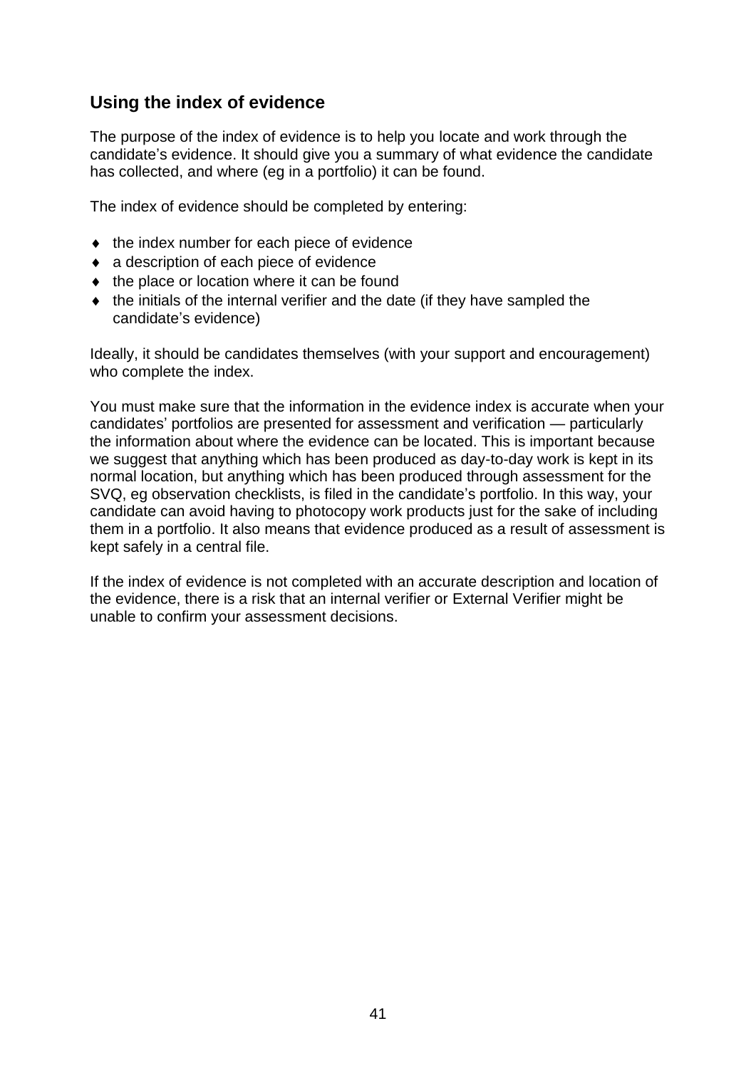## Using the index of evidence

The purpose of the index of evidence is to help you locate and work through the candidate's evidence. It should give you a summary of what evidence the candidate has collected, and where (eg in a portfolio) it can be found.

The index of evidence should be completed by entering:

- the index number for each piece of evidence
- a description of each piece of evidence
- the place or location where it can be found
- the initials of the internal verifier and the date (if they have sampled the candidate's evidence)

Ideally, it should be candidates themselves (with your support and encouragement) who complete the index.

You must make sure that the information in the evidence index is accurate when your candidates' portfolios are presented for assessment and verification — particularly the information about where the evidence can be located. This is important because we suggest that anything which has been produced as day-to-day work is kept in its normal location, but anything which has been produced through assessment for the SVQ, eg observation checklists, is filed in the candidate's portfolio. In this way, your candidate can avoid having to photocopy work products just for the sake of including them in a portfolio. It also means that evidence produced as a result of assessment is kept safely in a central file.

If the index of evidence is not completed with an accurate description and location of the evidence, there is a risk that an internal verifier or External Verifier might be unable to confirm your assessment decisions.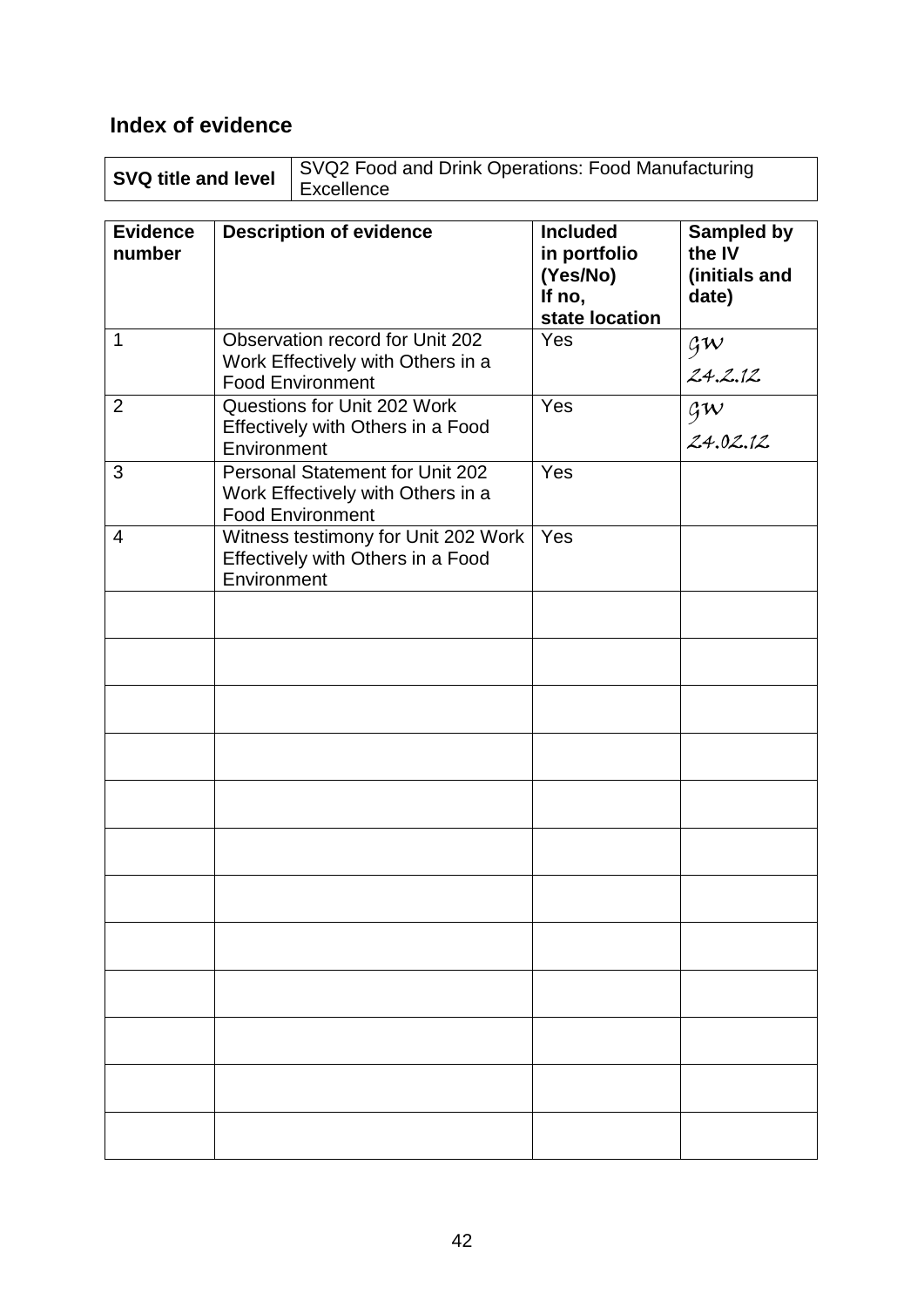## Index of evidence

| SVQ title and level | SVQ2 Food and Drink Operations: Food Manufacturing Excellence |
|---|---|

| Evidence number | Description of evidence | Included in portfolio (Yes/No) If no, state location | Sampled by the IV (initials and date) |
|---|---|---|---|
| 1 | Observation record for Unit 202 Work Effectively with Others in a Food Environment | Yes | GW 24.2.12 |
| 2 | Questions for Unit 202 Work Effectively with Others in a Food Environment | Yes | GW 24.02.12 |
| 3 | Personal Statement for Unit 202 Work Effectively with Others in a Food Environment | Yes | |
| 4 | Witness testimony for Unit 202 Work Effectively with Others in a Food Environment | Yes | |
| | | | |
| | | | |
| | | | |
| | | | |
| | | | |
| | | | |
| | | | |
| | | | |
| | | | |
| | | | |
| | | | |
| | | | |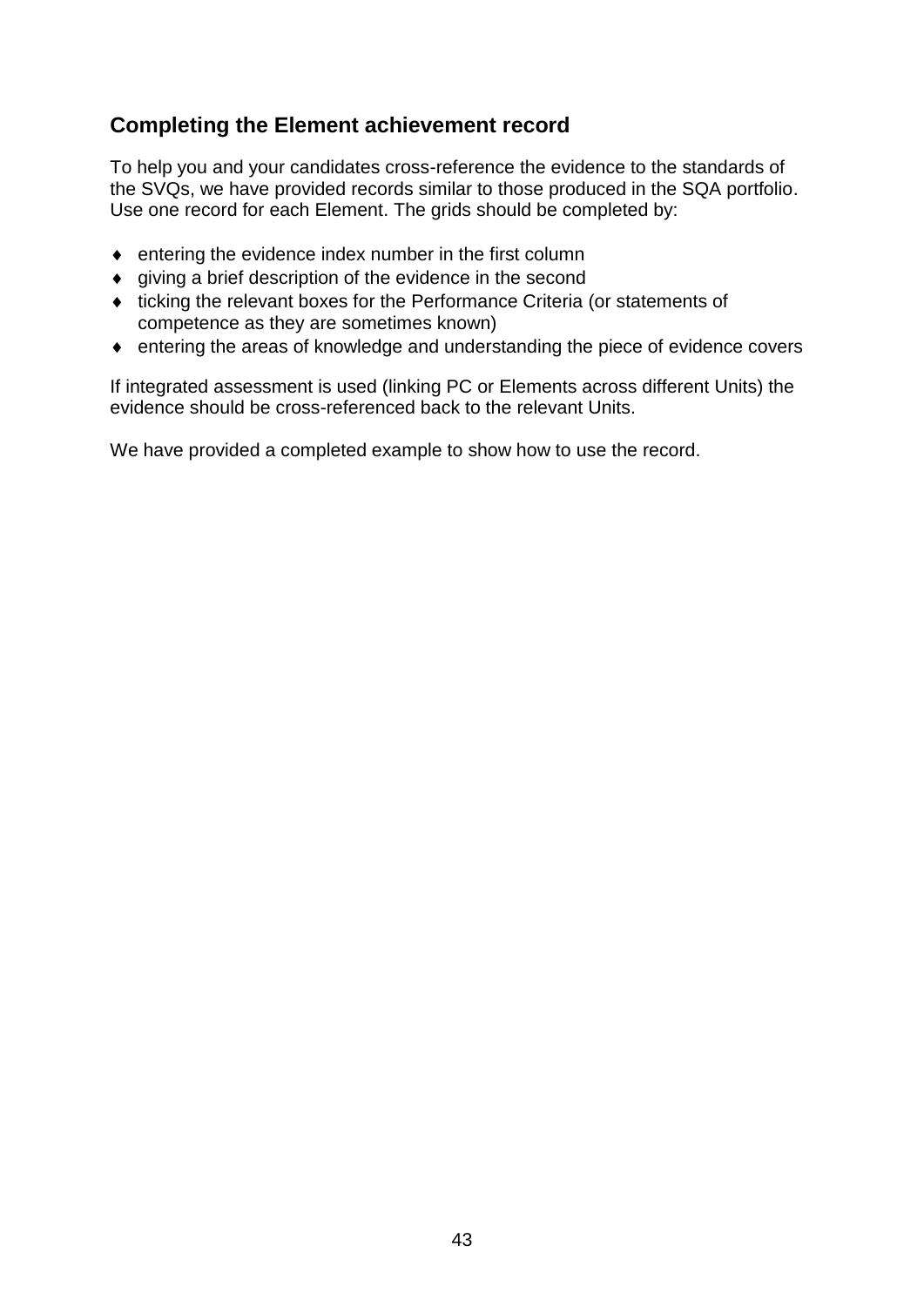## Completing the Element achievement record

To help you and your candidates cross-reference the evidence to the standards of the SVQs, we have provided records similar to those produced in the SQA portfolio. Use one record for each Element. The grids should be completed by:

- entering the evidence index number in the first column
- giving a brief description of the evidence in the second
- ticking the relevant boxes for the Performance Criteria (or statements of competence as they are sometimes known)
- entering the areas of knowledge and understanding the piece of evidence covers

If integrated assessment is used (linking PC or Elements across different Units) the evidence should be cross-referenced back to the relevant Units.

We have provided a completed example to show how to use the record.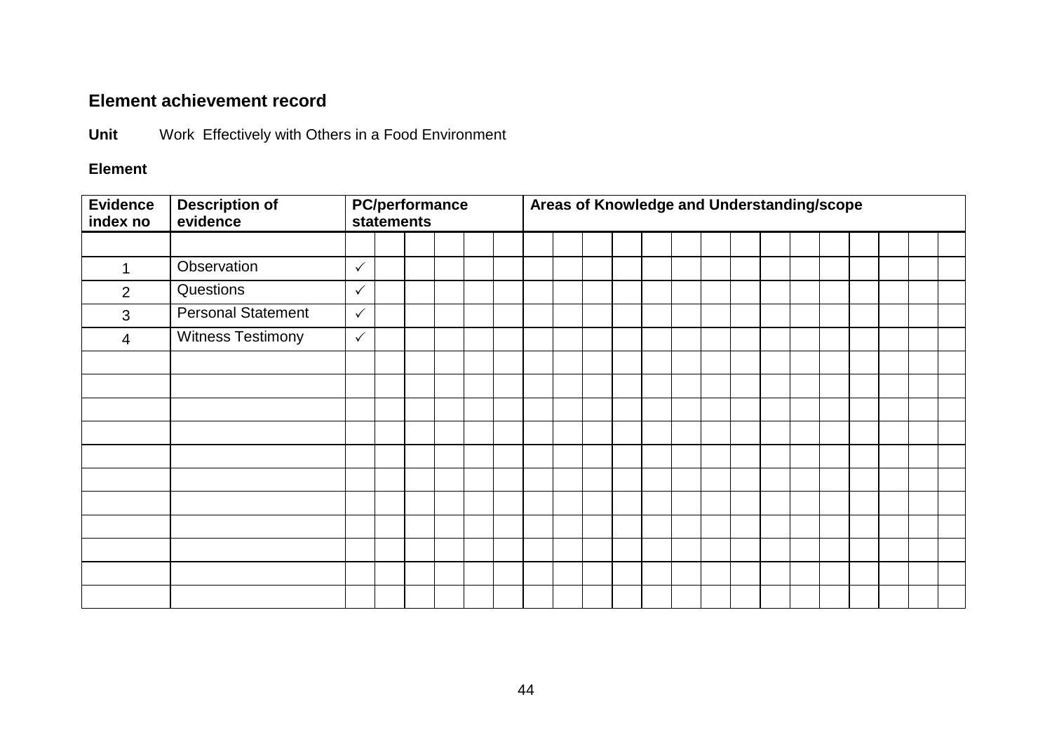## Element achievement record

**Unit** Work Effectively with Others in a Food Environment

**Element**

| Evidence index no | Description of evidence | PC/performance statements | | | | | | Areas of Knowledge and Understanding/scope | | | | | | | | | | | | | | |
|---|---|---|---|---|---|---|---|---|---|---|---|---|---|---|---|---|---|---|---|---|---|---|
| | | | | | | | | | | | | | | | | | | | | | | |
| 1 | Observation | ✓ | | | | | | | | | | | | | | | | | | | | |
| 2 | Questions | ✓ | | | | | | | | | | | | | | | | | | | | |
| 3 | Personal Statement | ✓ | | | | | | | | | | | | | | | | | | | | |
| 4 | Witness Testimony | ✓ | | | | | | | | | | | | | | | | | | | | |
| | | | | | | | | | | | | | | | | | | | | | | |
| | | | | | | | | | | | | | | | | | | | | | | |
| | | | | | | | | | | | | | | | | | | | | | | |
| | | | | | | | | | | | | | | | | | | | | | | |
| | | | | | | | | | | | | | | | | | | | | | | |
| | | | | | | | | | | | | | | | | | | | | | | |
| | | | | | | | | | | | | | | | | | | | | | | |
| | | | | | | | | | | | | | | | | | | | | | | |
| | | | | | | | | | | | | | | | | | | | | | | |
| | | | | | | | | | | | | | | | | | | | | | | |
| | | | | | | | | | | | | | | | | | | | | | | |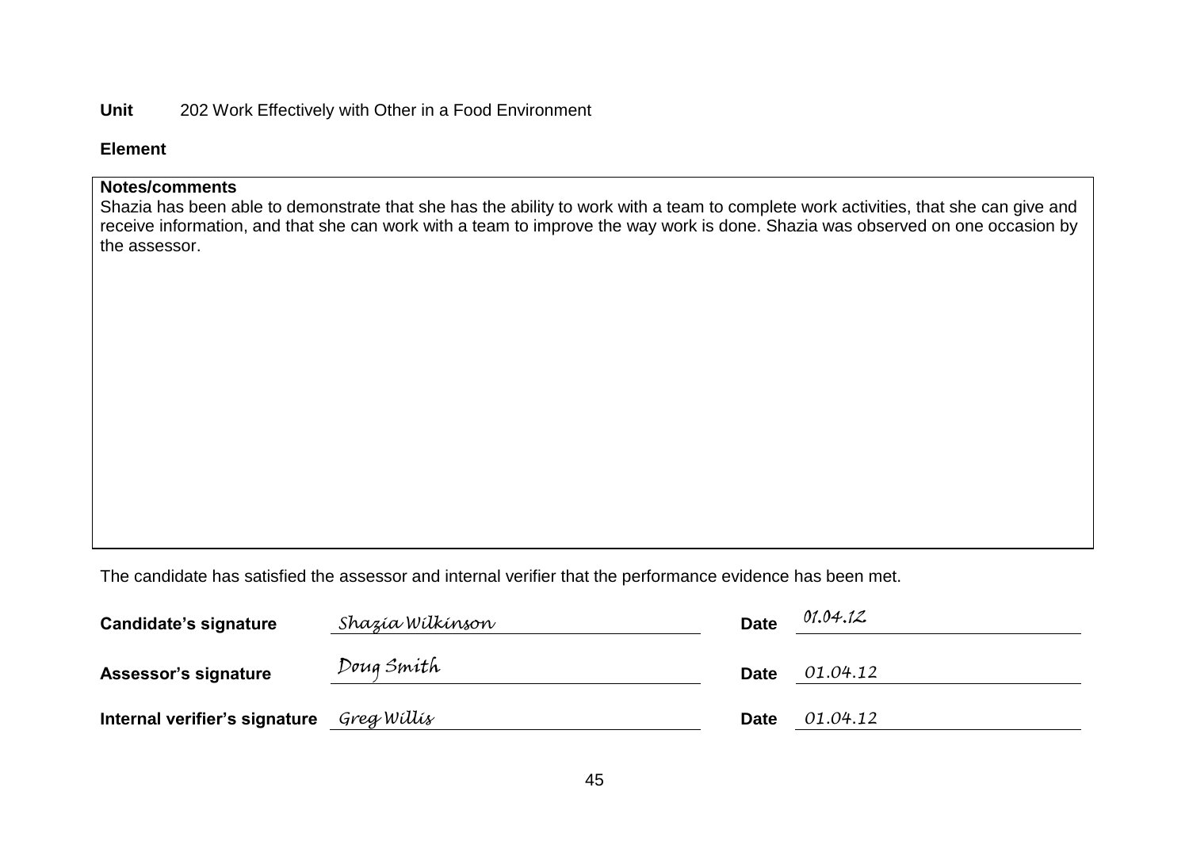**Unit** 202 Work Effectively with Other in a Food Environment

**Element**

**Notes/comments**

Shazia has been able to demonstrate that she has the ability to work with a team to complete work activities, that she can give and receive information, and that she can work with a team to improve the way work is done. Shazia was observed on one occasion by the assessor.

The candidate has satisfied the assessor and internal verifier that the performance evidence has been met.

| | | | |
|---|---|---|---|
| **Candidate's signature** | *Shazia Wilkinson* | **Date** | *01.04.12* |
| **Assessor's signature** | *Doug Smith* | **Date** | *01.04.12* |
| **Internal verifier's signature** | *Greg Willis* | **Date** | *01.04.12* |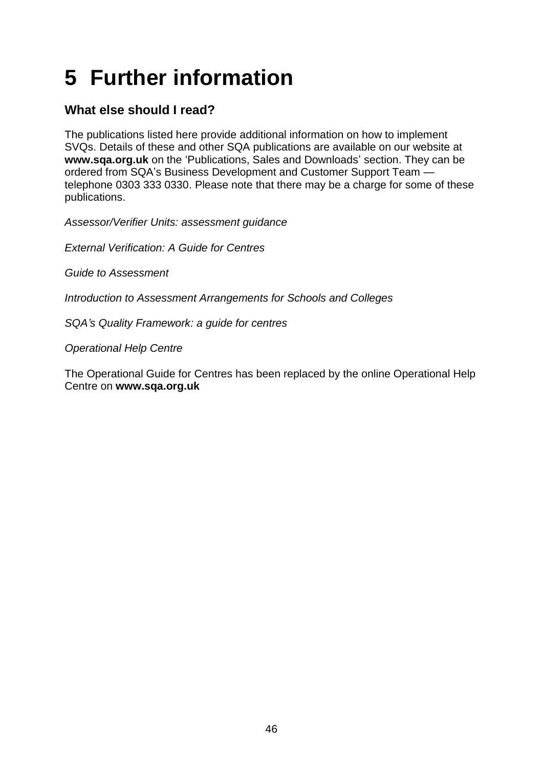# 5 Further information

## What else should I read?

The publications listed here provide additional information on how to implement SVQs. Details of these and other SQA publications are available on our website at **www.sqa.org.uk** on the 'Publications, Sales and Downloads' section. They can be ordered from SQA's Business Development and Customer Support Team — telephone 0303 333 0330. Please note that there may be a charge for some of these publications.

*Assessor/Verifier Units: assessment guidance*

*External Verification: A Guide for Centres*

*Guide to Assessment*

*Introduction to Assessment Arrangements for Schools and Colleges*

*SQA's Quality Framework: a guide for centres*

*Operational Help Centre*

The Operational Guide for Centres has been replaced by the online Operational Help Centre on **www.sqa.org.uk**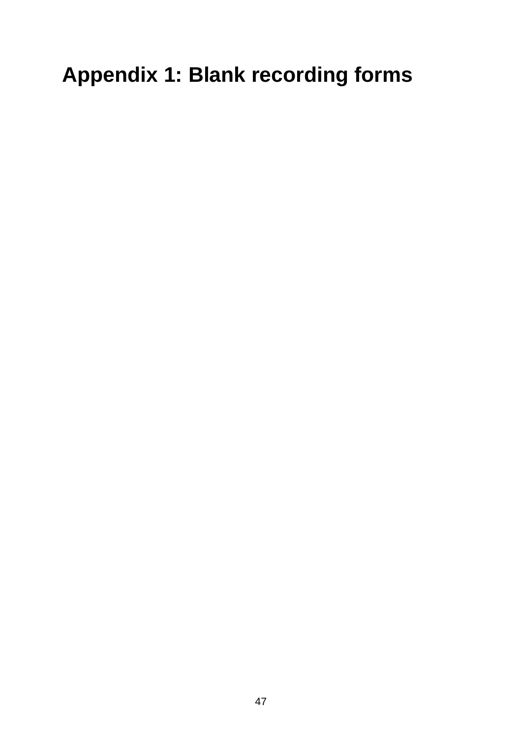# Appendix 1: Blank recording forms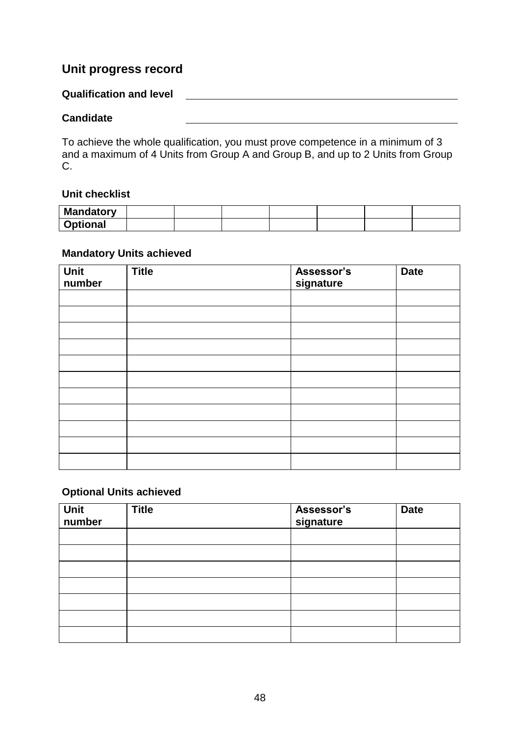## Unit progress record

**Qualification and level** \_\_\_\_\_\_\_\_\_\_\_\_\_\_\_\_\_\_\_\_\_\_\_\_\_\_\_\_\_\_\_\_\_\_\_\_\_\_\_\_

**Candidate** \_\_\_\_\_\_\_\_\_\_\_\_\_\_\_\_\_\_\_\_\_\_\_\_\_\_\_\_\_\_\_\_\_\_\_\_\_\_\_\_

To achieve the whole qualification, you must prove competence in a minimum of 3 and a maximum of 4 Units from Group A and Group B, and up to 2 Units from Group C.

### Unit checklist

| **Mandatory** | | | | | | | |
|---|---|---|---|---|---|---|---|
| **Optional** | | | | | | | |

### Mandatory Units achieved

| Unit number | Title | Assessor's signature | Date |
|---|---|---|---|
| | | | |
| | | | |
| | | | |
| | | | |
| | | | |
| | | | |
| | | | |
| | | | |
| | | | |
| | | | |
| | | | |

### Optional Units achieved

| Unit number | Title | Assessor's signature | Date |
|---|---|---|---|
| | | | |
| | | | |
| | | | |
| | | | |
| | | | |
| | | | |
| | | | |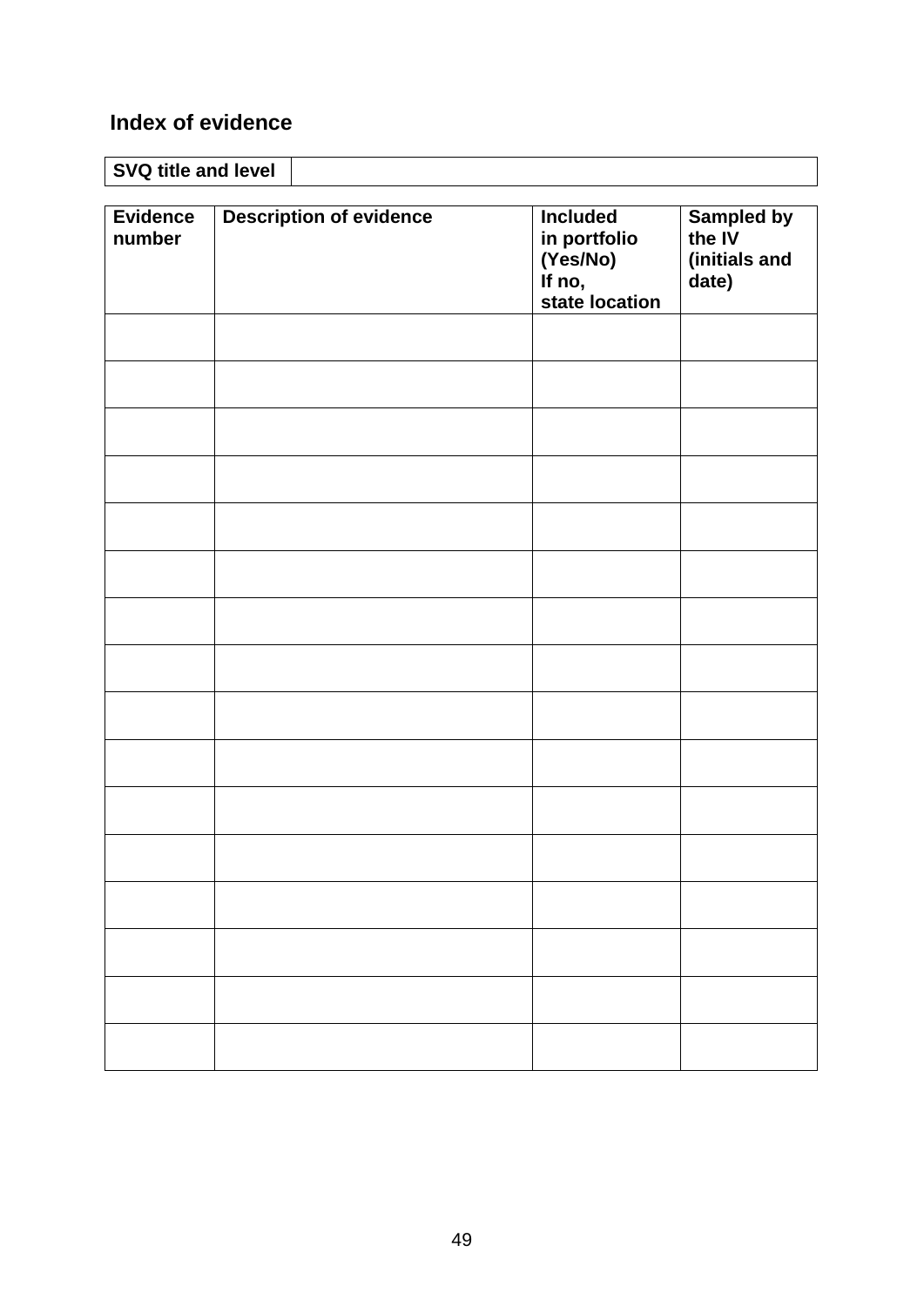## Index of evidence

| SVQ title and level | |
|---|---|

| Evidence number | Description of evidence | Included in portfolio (Yes/No) If no, state location | Sampled by the IV (initials and date) |
|---|---|---|---|
| | | | |
| | | | |
| | | | |
| | | | |
| | | | |
| | | | |
| | | | |
| | | | |
| | | | |
| | | | |
| | | | |
| | | | |
| | | | |
| | | | |
| | | | |
| | | | |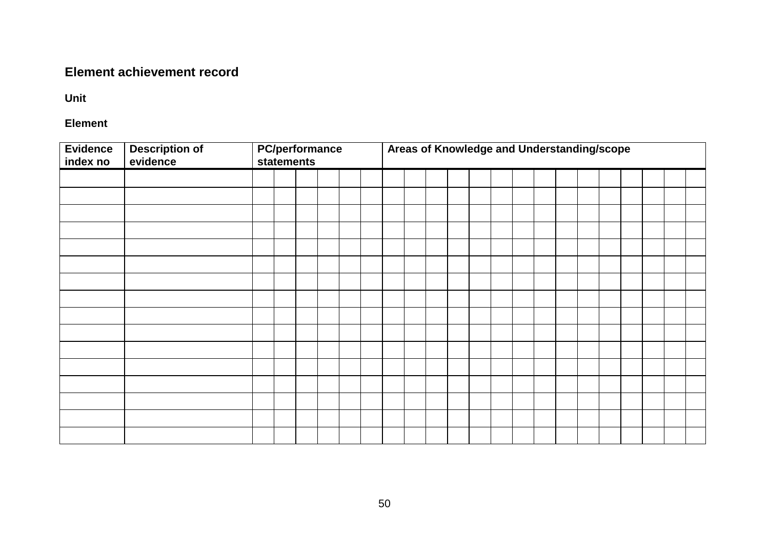### Element achievement record

**Unit**

**Element**

| Evidence index no | Description of evidence | PC/performance statements | | | | | | Areas of Knowledge and Understanding/scope | | | | | | | | | | | | | | |
|---|---|---|---|---|---|---|---|---|---|---|---|---|---|---|---|---|---|---|---|---|---|---|
| | | | | | | | | | | | | | | | | | | | | | | |
| | | | | | | | | | | | | | | | | | | | | | | |
| | | | | | | | | | | | | | | | | | | | | | | |
| | | | | | | | | | | | | | | | | | | | | | | |
| | | | | | | | | | | | | | | | | | | | | | | |
| | | | | | | | | | | | | | | | | | | | | | | |
| | | | | | | | | | | | | | | | | | | | | | | |
| | | | | | | | | | | | | | | | | | | | | | | |
| | | | | | | | | | | | | | | | | | | | | | | |
| | | | | | | | | | | | | | | | | | | | | | | |
| | | | | | | | | | | | | | | | | | | | | | | |
| | | | | | | | | | | | | | | | | | | | | | | |
| | | | | | | | | | | | | | | | | | | | | | | |
| | | | | | | | | | | | | | | | | | | | | | | |
| | | | | | | | | | | | | | | | | | | | | | | |
| | | | | | | | | | | | | | | | | | | | | | | |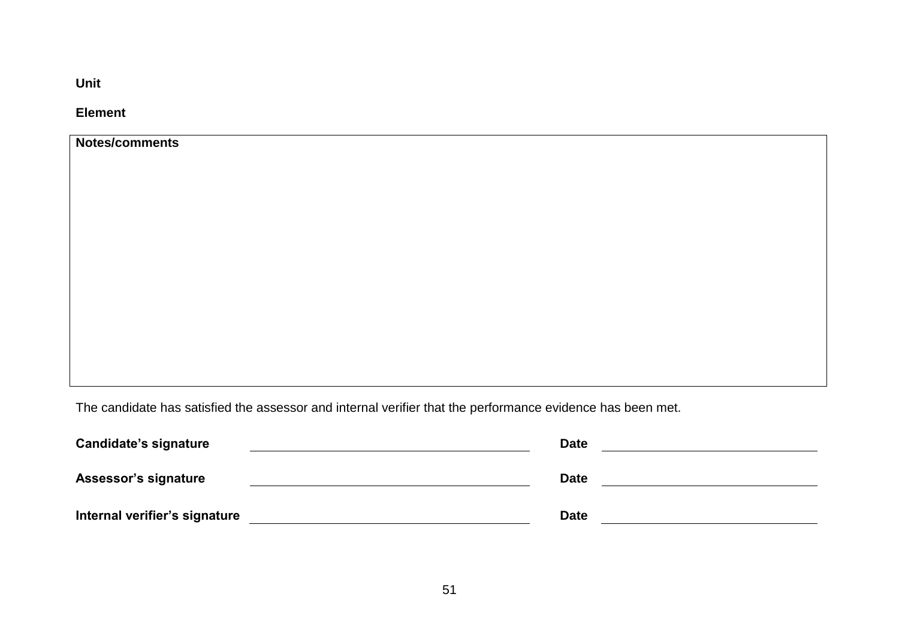**Unit**

**Element**

| **Notes/comments** |
|---|
| |

The candidate has satisfied the assessor and internal verifier that the performance evidence has been met.

| | | | |
|---|---|---|---|
| **Candidate's signature** | | **Date** | |
| **Assessor's signature** | | **Date** | |
| **Internal verifier's signature** | | **Date** | |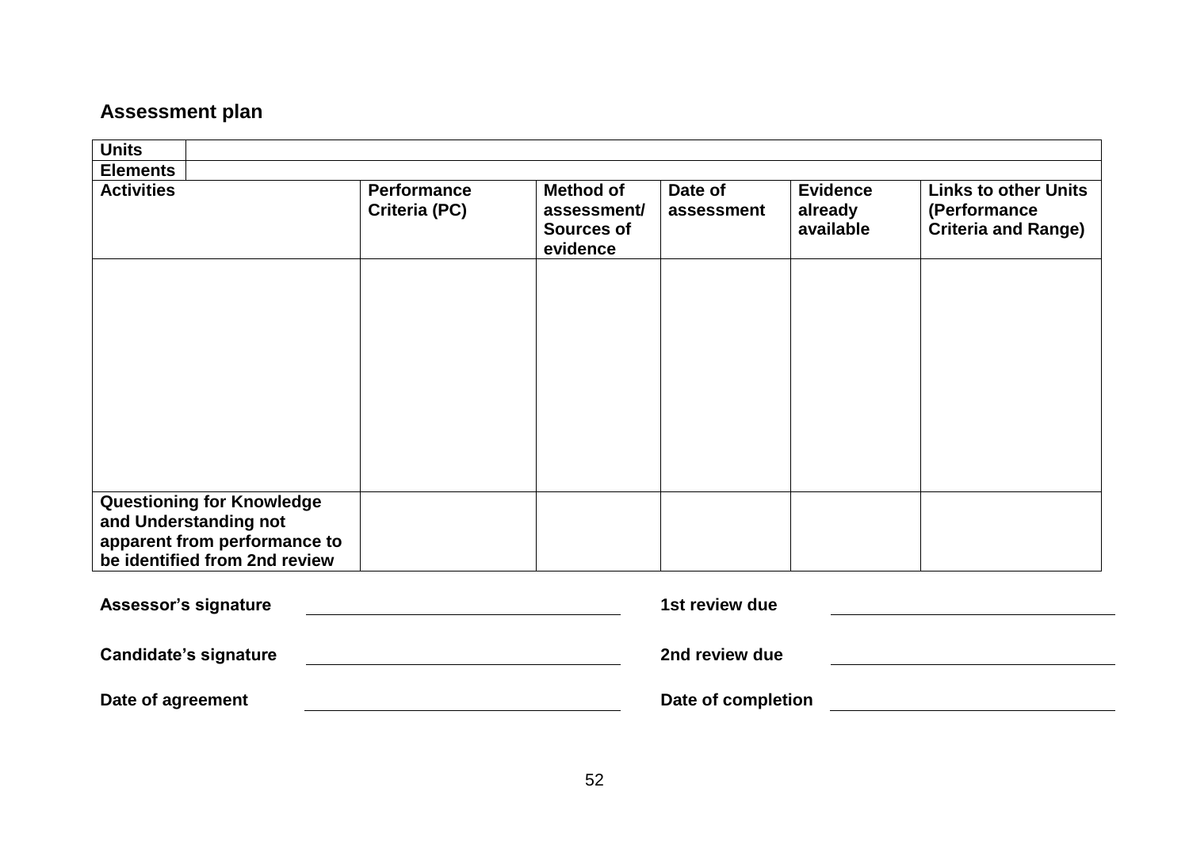## Assessment plan

| Units | | | | | | |
|---|---|---|---|---|---|---|
| **Elements** | | | | | | |
| **Activities** | | **Performance Criteria (PC)** | **Method of assessment/ Sources of evidence** | **Date of assessment** | **Evidence already available** | **Links to other Units (Performance Criteria and Range)** |
| | | | | | | |
| **Questioning for Knowledge and Understanding not apparent from performance to be identified from 2nd review** | | | | | | |

**Assessor's signature** ______________________ **1st review due** ______________________

**Candidate's signature** ______________________ **2nd review due** ______________________

**Date of agreement** ______________________ **Date of completion** ______________________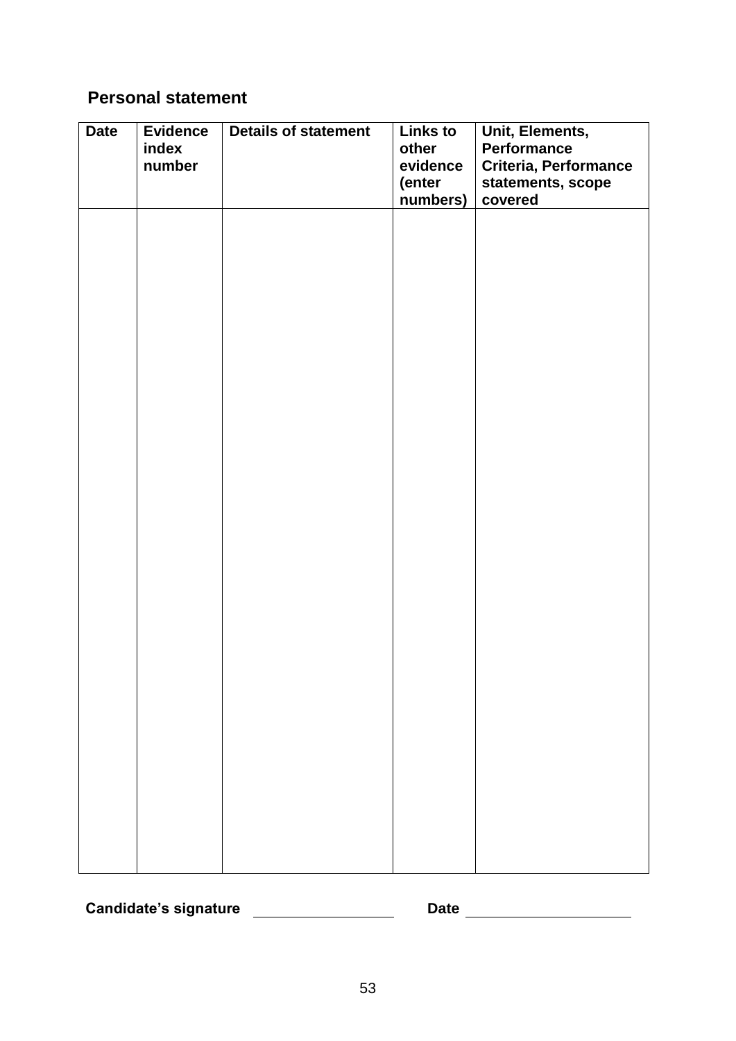## Personal statement

| Date | Evidence index number | Details of statement | Links to other evidence (enter numbers) | Unit, Elements, Performance Criteria, Performance statements, scope covered |
|---|---|---|---|---|
| | | | | |

Candidate's signature ____________________ Date ____________________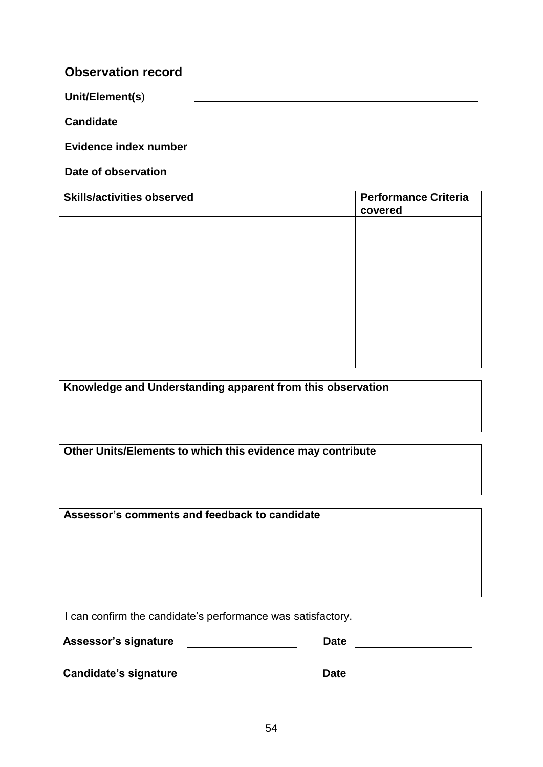## Observation record

**Unit/Element(s)** ______________________________

**Candidate** ______________________________

**Evidence index number** ______________________________

**Date of observation** ______________________________

| **Skills/activities observed** | **Performance Criteria covered** |
|---|---|
| | |

| **Knowledge and Understanding apparent from this observation** |
|---|
| |

| **Other Units/Elements to which this evidence may contribute** |
|---|
| |

| **Assessor's comments and feedback to candidate** |
|---|
| |

I can confirm the candidate's performance was satisfactory.

**Assessor's signature** ____________________ **Date** ____________________

**Candidate's signature** ____________________ **Date** ____________________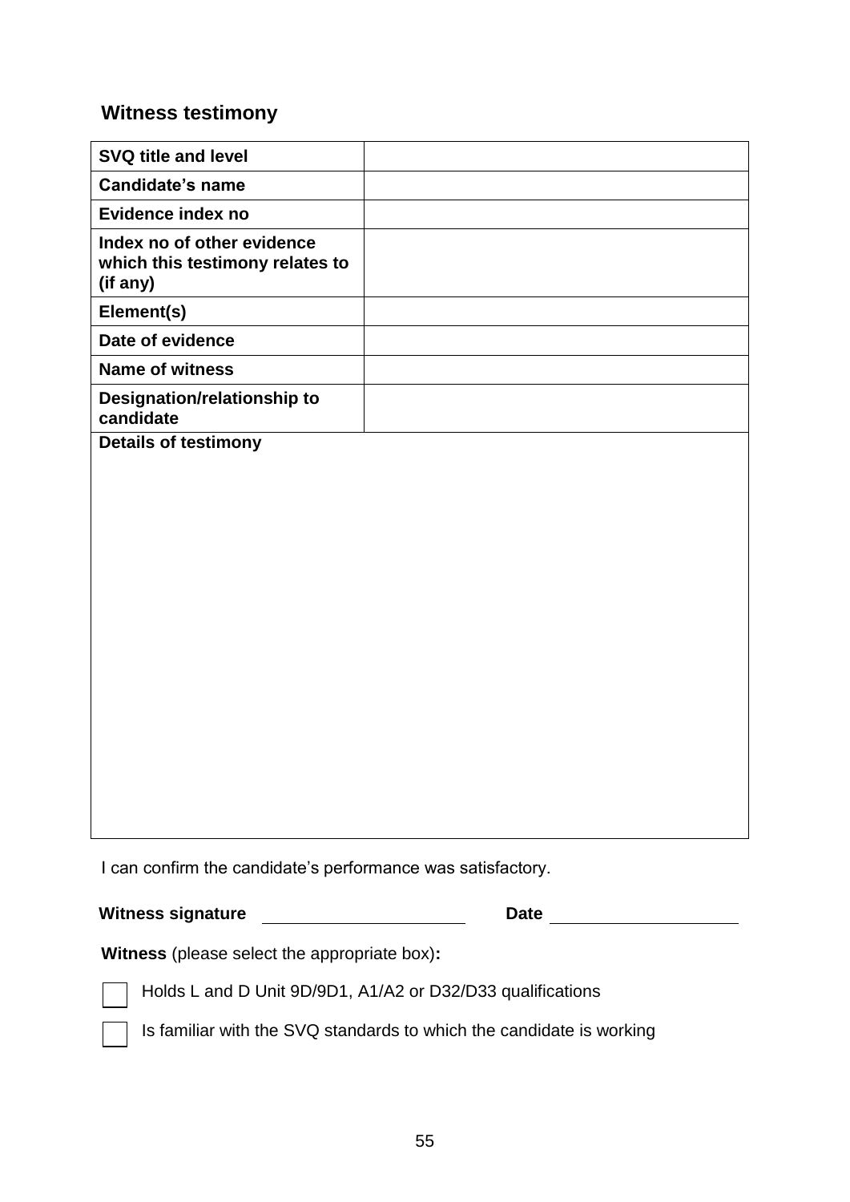## Witness testimony

| SVQ title and level | |
|---|---|
| Candidate's name | |
| Evidence index no | |
| Index no of other evidence which this testimony relates to (if any) | |
| Element(s) | |
| Date of evidence | |
| Name of witness | |
| Designation/relationship to candidate | |
| **Details of testimony** | |

I can confirm the candidate's performance was satisfactory.

**Witness signature** ____________________ **Date** ____________________

**Witness** (please select the appropriate box)**:**

☐ Holds L and D Unit 9D/9D1, A1/A2 or D32/D33 qualifications

☐ Is familiar with the SVQ standards to which the candidate is working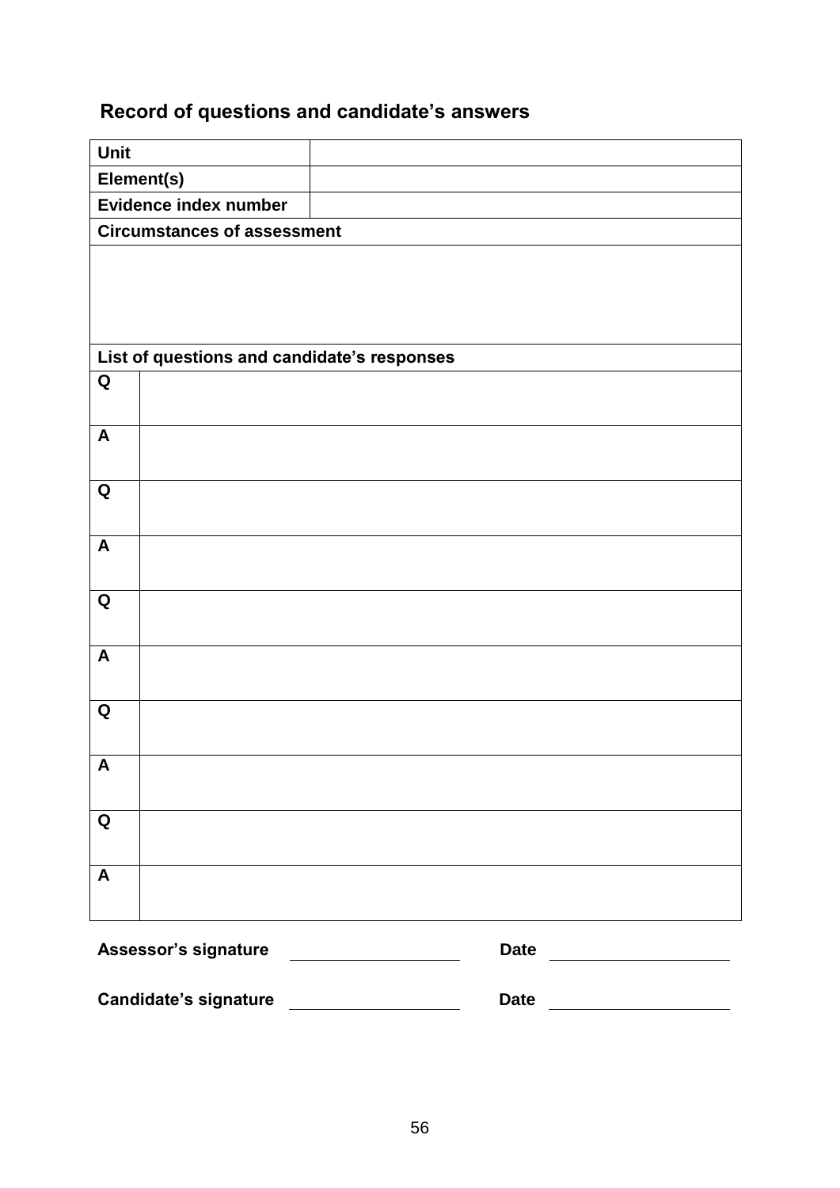## Record of questions and candidate's answers

| | |
|---|---|
| **Unit** | |
| **Element(s)** | |
| **Evidence index number** | |
| **Circumstances of assessment** | |
| | |
| **List of questions and candidate's responses** | |
| **Q** | |
| **A** | |
| **Q** | |
| **A** | |
| **Q** | |
| **A** | |
| **Q** | |
| **A** | |
| **Q** | |
| **A** | |

**Assessor's signature** ____________________ **Date** ____________________

**Candidate's signature** ____________________ **Date** ____________________